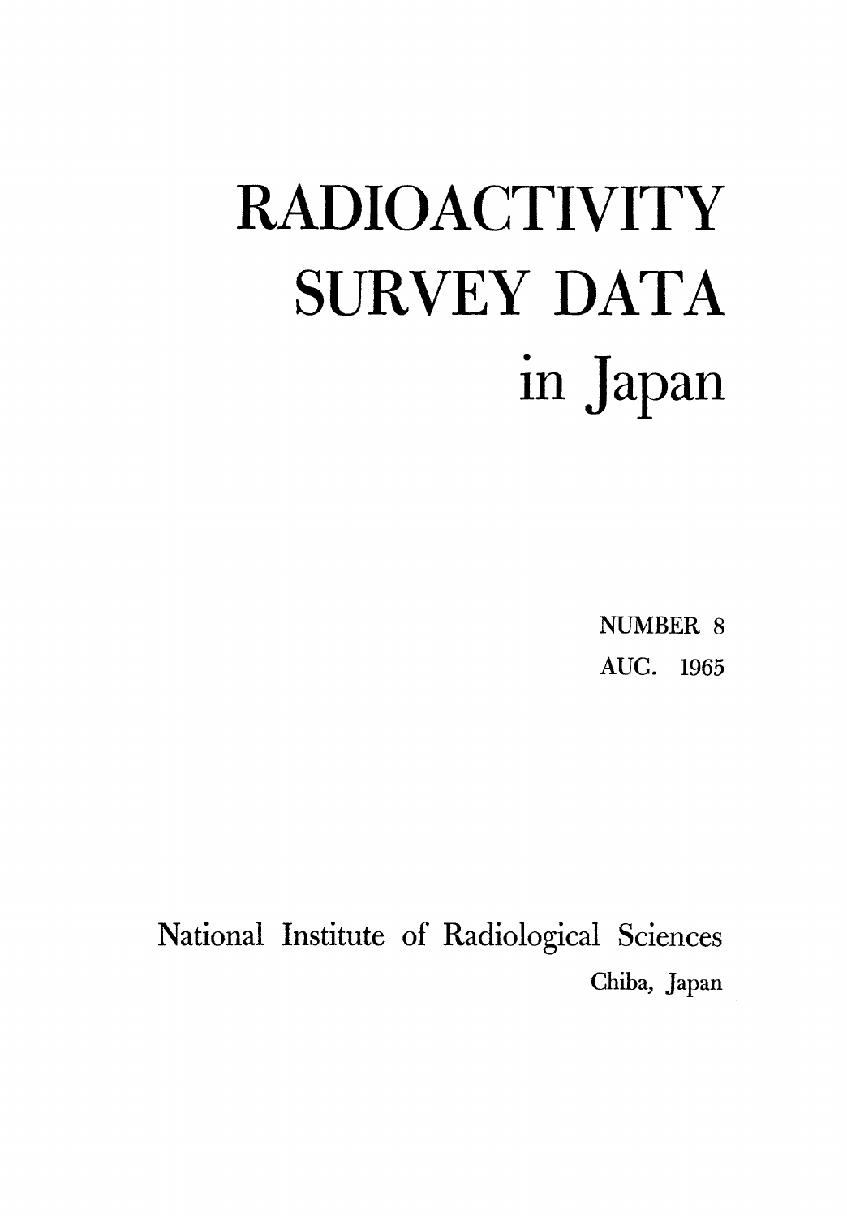# RADIOACTIVITY SURVEY DATA in Japan

NUMBER 8

AUG. 1965

National Institute of Radiological Sciences

Chiba, Japan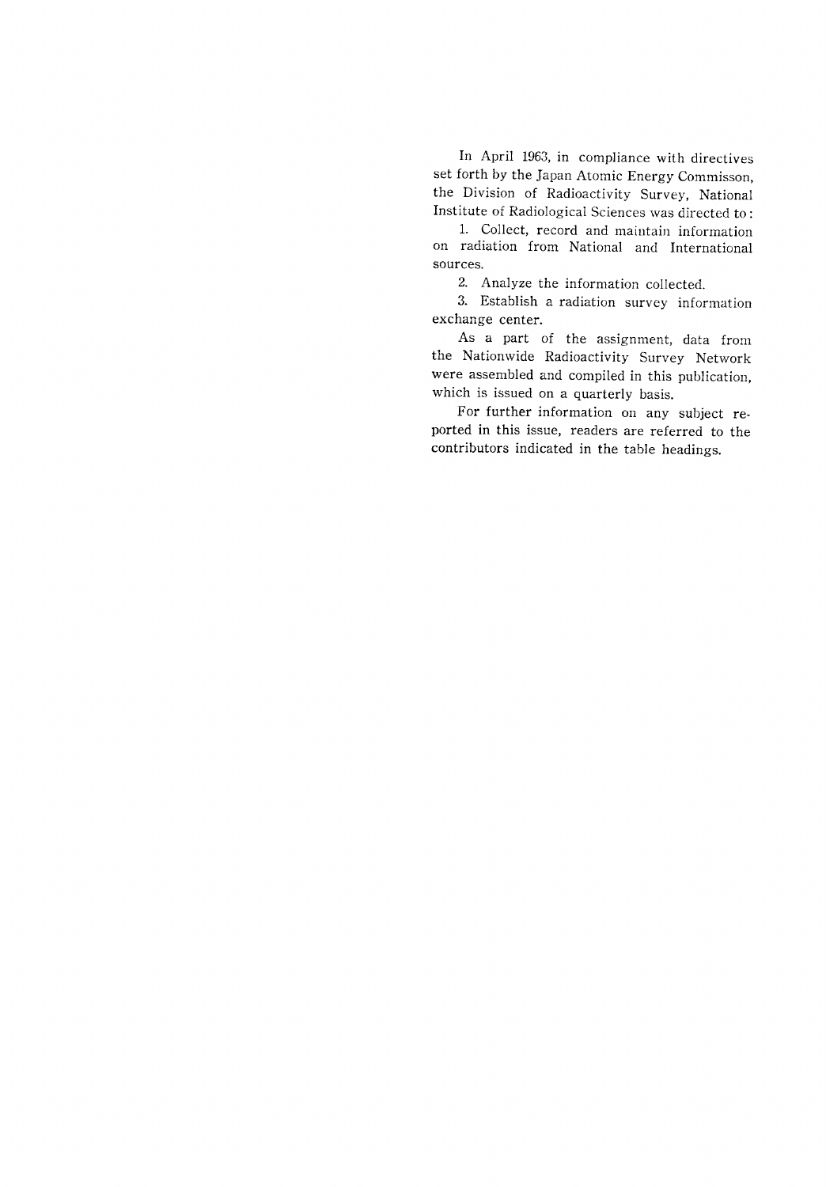In April 1963, in compliance with directives set forth by the Japan Atomic Energy Commisson, the Division of Radioactivity Survey, National Institute of Radiological Sciences was directed to:

1. Collect, record and maintain information on radiation from National and International sources.
2. Analyze the information collected.
3. Establish a radiation survey information exchange center.

As a part of the assignment, data from the Nationwide Radioactivity Survey Network were assembled and compiled in this publication, which is issued on a quarterly basis.

For further information on any subject reported in this issue, readers are referred to the contributors indicated in the table headings.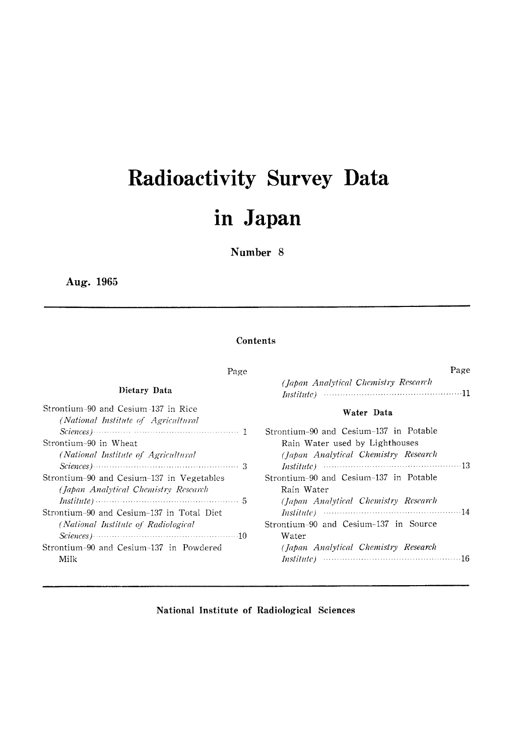# Radioactivity Survey Data in Japan

**Number 8**

**Aug. 1965**

## Contents

### Dietary Data

| | Page |
|---|---|
| Strontium-90 and Cesium-137 in Rice *(National Institute of Agricultural Sciences)* | 1 |
| Strontium-90 in Wheat *(National Institute of Agricultural Sciences)* | 3 |
| Strontium-90 and Cesium-137 in Vegetables *(Japan Analytical Chemistry Research Institute)* | 5 |
| Strontium-90 and Cesium-137 in Total Diet *(National Institute of Radiological Sciences)* | 10 |
| Strontium-90 and Cesium-137 in Powdered Milk *(Japan Analytical Chemistry Research Institute)* | 11 |

### Water Data

| | Page |
|---|---|
| Strontium-90 and Cesium-137 in Potable Rain Water used by Lighthouses *(Japan Analytical Chemistry Research Institute)* | 13 |
| Strontium-90 and Cesium-137 in Potable Rain Water *(Japan Analytical Chemistry Research Institute)* | 14 |
| Strontium-90 and Cesium-137 in Source Water *(Japan Analytical Chemistry Research Institute)* | 16 |

**National Institute of Radiological Sciences**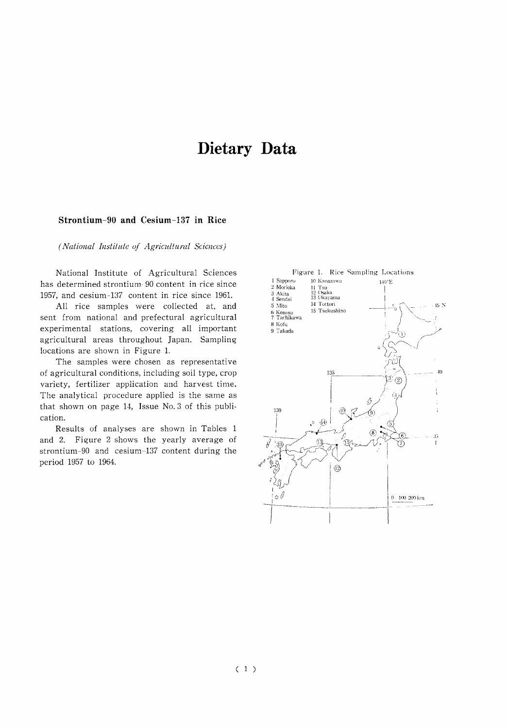# Dietary Data

### Strontium-90 and Cesium-137 in Rice

*(National Institute of Agricultural Sciences)*

National Institute of Agricultural Sciences has determined strontium-90 content in rice since 1957, and cesium-137 content in rice since 1961.

All rice samples were collected at, and sent from national and prefectural agricultural experimental stations, covering all important agricultural areas throughout Japan. Sampling locations are shown in Figure 1.

The samples were chosen as representative of agricultural conditions, including soil type, crop variety, fertilizer application and harvest time. The analytical procedure applied is the same as that shown on page 14, Issue No. 3 of this publication.

Results of analyses are shown in Tables 1 and 2. Figure 2 shows the yearly average of strontium-90 and cesium-137 content during the period 1957 to 1964.

Figure 1. Rice Sampling Locations

1 Sapporo
2 Morioka
3 Akita
4 Sendai
5 Mito
6 Konosu
7 Tachikawa
8 Kofu
9 Takada
10 Kanazawa
11 Tsu
12 Osaka
13 Okayama
14 Tottori
15 Tsukushino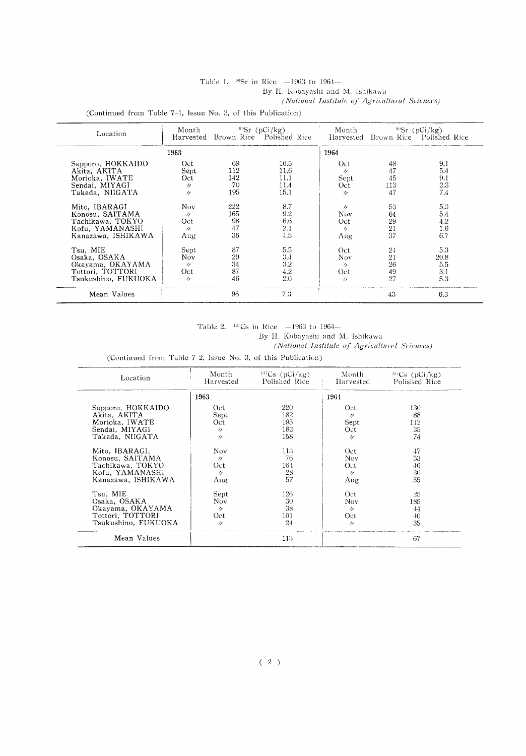Table 1. $^{90}Sr$ in Rice —1963 to 1964—

By H. Kobayashi and M. Ishikawa

*(National Institute of Agricultural Sciences)*

(Continued from Table 7-1, Issue No. 3, of this Publication)

| Location | Month Harvested | $^{90}Sr$ (pCi/kg) Brown Rice | Polished Rice | Month Harvested | $^{90}Sr$ (pCi/kg) Brown Rice | Polished Rice |
|---|---|---|---|---|---|---|
| | 1963 | | | 1964 | | |
| Sapporo, HOKKAIDO | Oct | 69 | 10.5 | Oct | 48 | 9.1 |
| Akita, AKITA | Sept | 112 | 11.6 | 〃 | 47 | 5.4 |
| Morioka, IWATE | Oct | 142 | 11.1 | Sept | 45 | 9.1 |
| Sendai, MIYAGI | 〃 | 70 | 11.4 | Oct | 113 | 2.3 |
| Takada, NIIGATA | 〃 | 195 | 15.1 | 〃 | 47 | 7.4 |
| Mito, IBARAGI | Nov | 222 | 8.7 | 〃 | 53 | 5.3 |
| Konosu, SAITAMA | 〃 | 165 | 9.2 | Nov | 64 | 5.4 |
| Tachikawa, TOKYO | Oct | 98 | 6.6 | Oct | 29 | 4.2 |
| Kofu, YAMANASHI | 〃 | 47 | 2.1 | 〃 | 21 | 1.6 |
| Kanazawa, ISHIKAWA | Aug | 36 | 4.5 | Aug | 37 | 6.7 |
| Tsu, MIE | Sept | 87 | 5.5 | Oct | 24 | 5.3 |
| Osaka, OSAKA | Nov | 29 | 3.4 | Nov | 21 | 20.8 |
| Okayama, OKAYAMA | 〃 | 34 | 3.2 | 〃 | 26 | 5.5 |
| Tottori, TOTTORI | Oct | 87 | 4.2 | Oct | 49 | 3.1 |
| Tsukushino, FUKUOKA | 〃 | 46 | 2.0 | 〃 | 27 | 5.3 |
| Mean Values | | 96 | 7.3 | | 43 | 6.3 |

Table 2. $^{137}Cs$ in Rice —1963 to 1964—

By H. Kobayashi and M. Ishikawa

*(National Institute of Agricultural Sciences)*

(Continued from Table 7-2, Issue No. 3, of this Publication)

| Location | Month Harvested | $^{137}Cs$ (pCi/kg) Polished Rice | Month Harvested | $^{137}Cs$ (pCi/kg) Polished Rice |
|---|---|---|---|---|
| | 1963 | | 1964 | |
| Sapporo, HOKKAIDO | Oct | 220 | Oct | 130 |
| Akita, AKITA | Sept | 182 | 〃 | 88 |
| Morioka, IWATE | Oct | 195 | Sept | 112 |
| Sendai, MIYAGI | 〃 | 182 | Oct | 35 |
| Takada, NIIGATA | 〃 | 158 | 〃 | 74 |
| Mito, IBARAGI, | Nov | 113 | Oct | 47 |
| Konosu, SAITAMA | 〃 | 76 | Nov | 53 |
| Tachikawa, TOKYO | Oct | 164 | Oct | 46 |
| Kofu, YAMANASHI | 〃 | 28 | 〃 | 30 |
| Kanazawa, ISHIKAWA | Aug | 57 | Aug | 55 |
| Tsu, MIE | Sept | 126 | Oct | 25 |
| Osaka, OSAKA | Nov | 30 | Nov | 185 |
| Okayama, OKAYAMA | 〃 | 38 | 〃 | 44 |
| Tottori, TOTTORI | Oct | 101 | Oct | 40 |
| Tsukushino, FUKUOKA | 〃 | 24 | 〃 | 35 |
| Mean Values | | 113 | | 67 |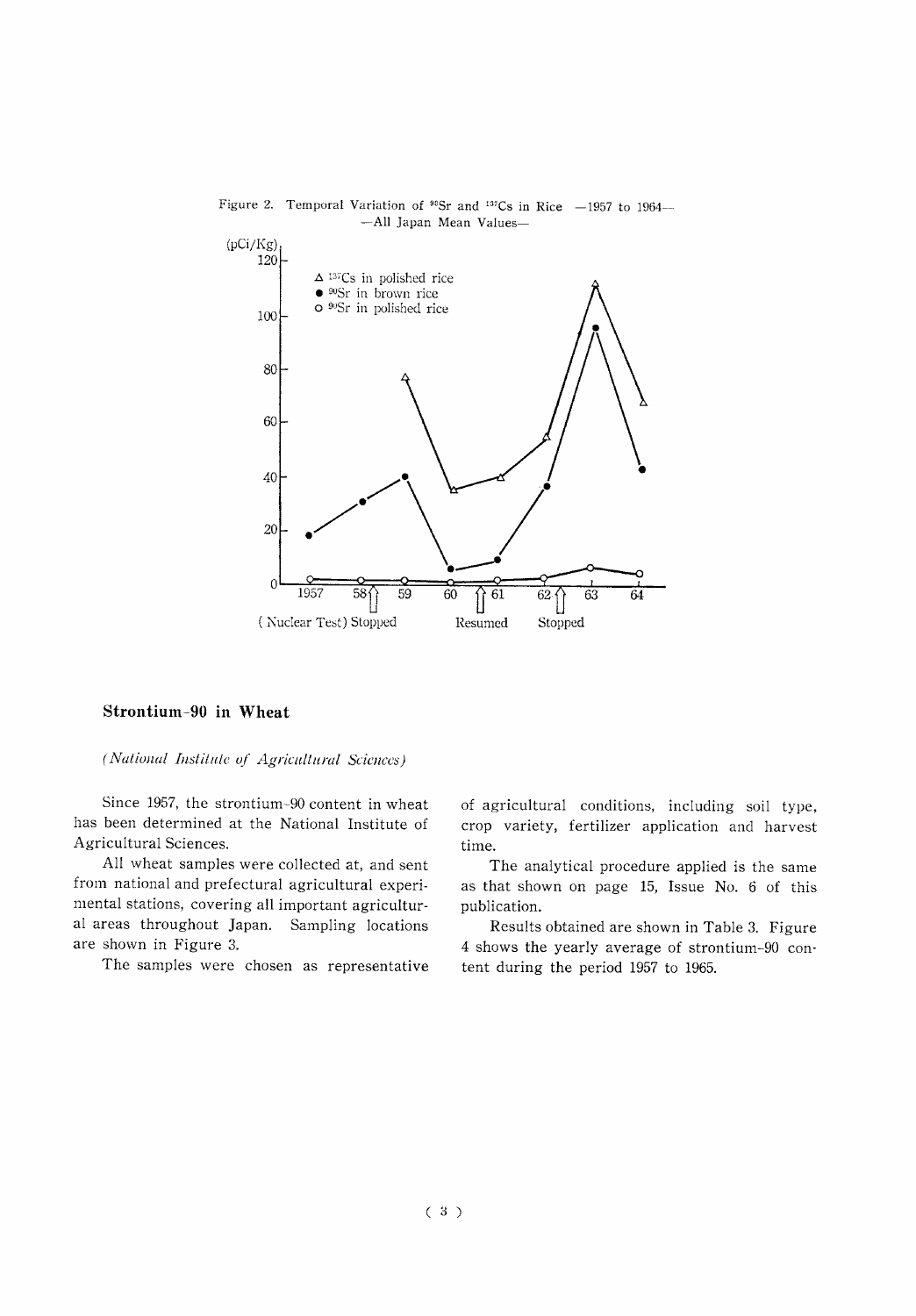Figure 2. Temporal Variation of $^{90}Sr$ and $^{137}Cs$ in Rice —1957 to 1964— —All Japan Mean Values—

## Strontium-90 in Wheat

*(National Institute of Agricultural Sciences)*

Since 1957, the strontium-90 content in wheat has been determined at the National Institute of Agricultural Sciences.

All wheat samples were collected at, and sent from national and prefectural agricultural experimental stations, covering all important agricultural areas throughout Japan. Sampling locations are shown in Figure 3.

The samples were chosen as representative of agricultural conditions, including soil type, crop variety, fertilizer application and harvest time.

The analytical procedure applied is the same as that shown on page 15, Issue No. 6 of this publication.

Results obtained are shown in Table 3. Figure 4 shows the yearly average of strontium-90 content during the period 1957 to 1965.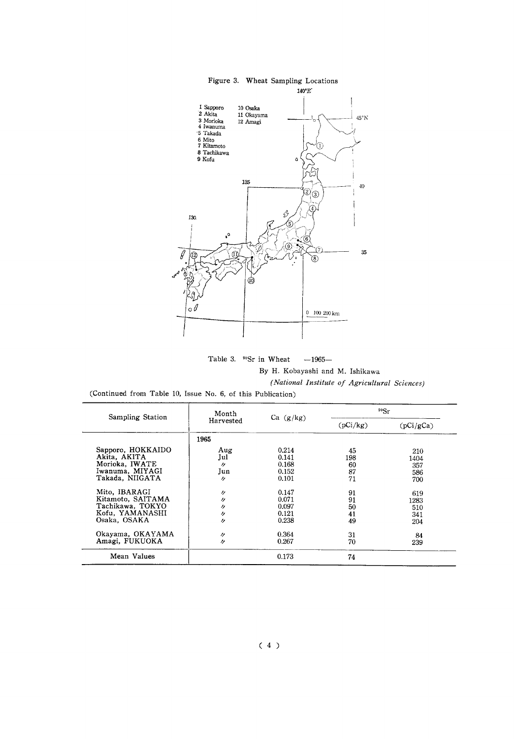Figure 3. Wheat Sampling Locations

1 Sapporo
2 Akita
3 Morioka
4 Iwanuma
5 Takada
6 Mito
7 Kitamoto
8 Tachikawa
9 Kofu
10 Osaka
11 Okayama
12 Amagi

Table 3. $^{90}Sr$ in Wheat —1965—

By H. Kobayashi and M. Ishikawa

*(National Institute of Agricultural Sciences)*

(Continued from Table 10, Issue No. 6, of this Publication)

| Sampling Station | Month Harvested | Ca (g/kg) | $^{90}Sr$ | |
|---|---|---|---|---|
| | | | (pCi/kg) | (pCi/gCa) |
| | 1965 | | | |
| Sapporo, HOKKAIDO | Aug | 0.214 | 45 | 210 |
| Akita, AKITA | Jul | 0.141 | 198 | 1404 |
| Morioka, IWATE | 〃 | 0.168 | 60 | 357 |
| Iwanuma, MIYAGI | Jun | 0.152 | 87 | 586 |
| Takada, NIIGATA | 〃 | 0.101 | 71 | 700 |
| Mito, IBARAGI | 〃 | 0.147 | 91 | 619 |
| Kitamoto, SAITAMA | 〃 | 0.071 | 91 | 1283 |
| Tachikawa, TOKYO | 〃 | 0.097 | 50 | 510 |
| Kofu, YAMANASHI | 〃 | 0.121 | 41 | 341 |
| Osaka, OSAKA | 〃 | 0.238 | 49 | 204 |
| Okayama, OKAYAMA | 〃 | 0.364 | 31 | 84 |
| Amagi, FUKUOKA | 〃 | 0.267 | 70 | 239 |
| Mean Values | | 0.173 | 74 | |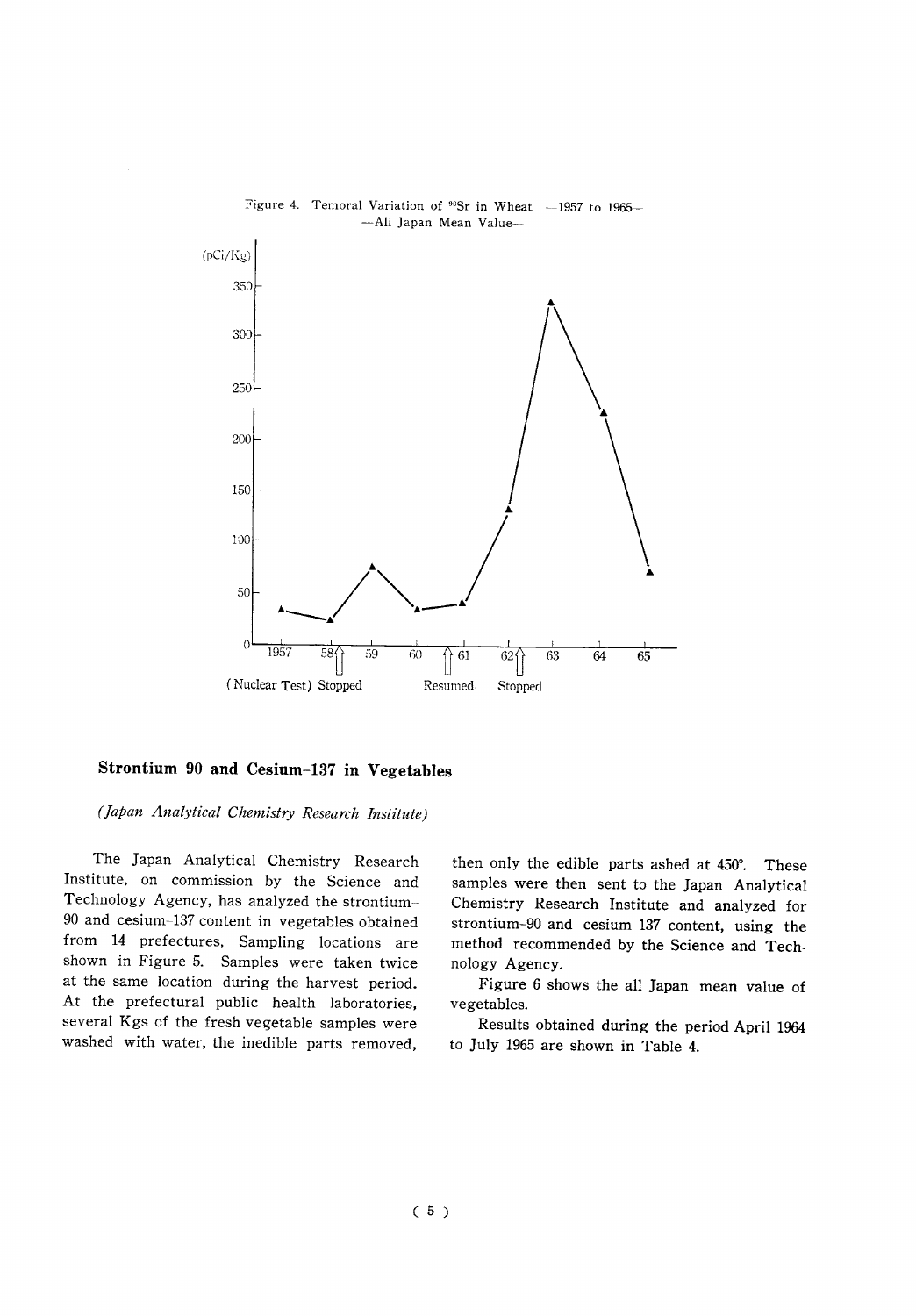Figure 4. Temoral Variation of $^{90}Sr$ in Wheat —1957 to 1965— —All Japan Mean Value—

## Strontium-90 and Cesium-137 in Vegetables

*(Japan Analytical Chemistry Research Institute)*

The Japan Analytical Chemistry Research Institute, on commission by the Science and Technology Agency, has analyzed the strontium-90 and cesium-137 content in vegetables obtained from 14 prefectures. Sampling locations are shown in Figure 5. Samples were taken twice at the same location during the harvest period. At the prefectural public health laboratories, several Kgs of the fresh vegetable samples were washed with water, the inedible parts removed, then only the edible parts ashed at 450°. These samples were then sent to the Japan Analytical Chemistry Research Institute and analyzed for strontium-90 and cesium-137 content, using the method recommended by the Science and Technology Agency.

Figure 6 shows the all Japan mean value of vegetables.

Results obtained during the period April 1964 to July 1965 are shown in Table 4.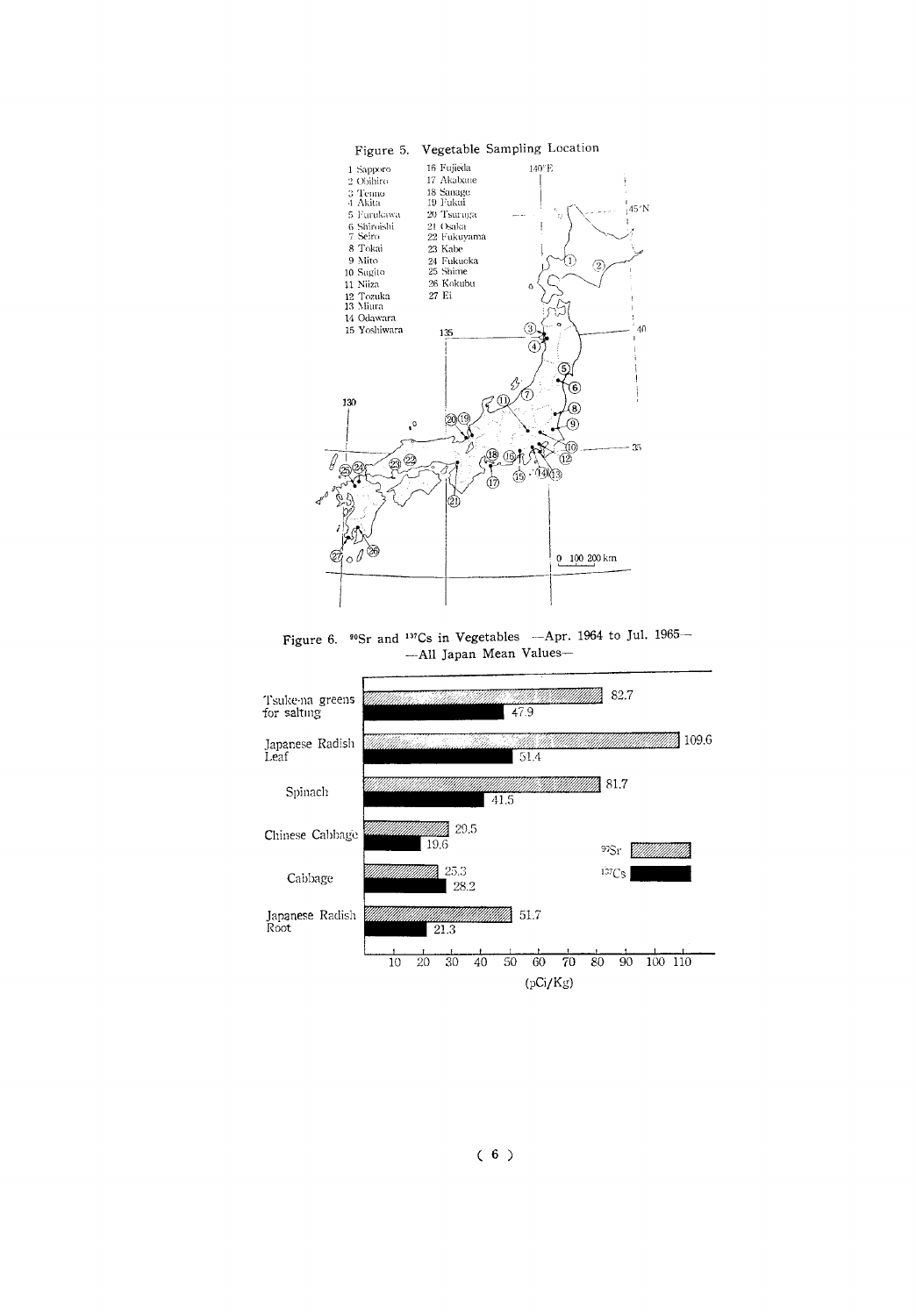Figure 5. Vegetable Sampling Location

1 Sapporo
2 Obihiro
3 Tenno
4 Akita
5 Furukawa
6 Shiroishi
7 Seiro
8 Tokai
9 Mito
10 Sugito
11 Niiza
12 Tozuka
13 Miura
14 Odawara
15 Yoshiwara
16 Fujieda
17 Akabane
18 Sanage
19 Fukui
20 Tsuruga
21 Osaka
22 Fukuyama
23 Kabe
24 Fukuoka
25 Shime
26 Kokubu
27 Ei

Figure 6. $^{90}Sr$ and $^{137}Cs$ in Vegetables —Apr. 1964 to Jul. 1965— —All Japan Mean Values—

| Vegetable | $^{90}Sr$ (pCi/Kg) | $^{137}Cs$ (pCi/Kg) |
|---|---|---|
| Tsuke-na greens for salting | 82.7 | 47.9 |
| Japanese Radish Leaf | 109.6 | 51.4 |
| Spinach | 81.7 | 41.5 |
| Chinese Cabbage | 29.5 | 19.6 |
| Cabbage | 25.3 | 28.2 |
| Japanese Radish Root | 51.7 | 21.3 |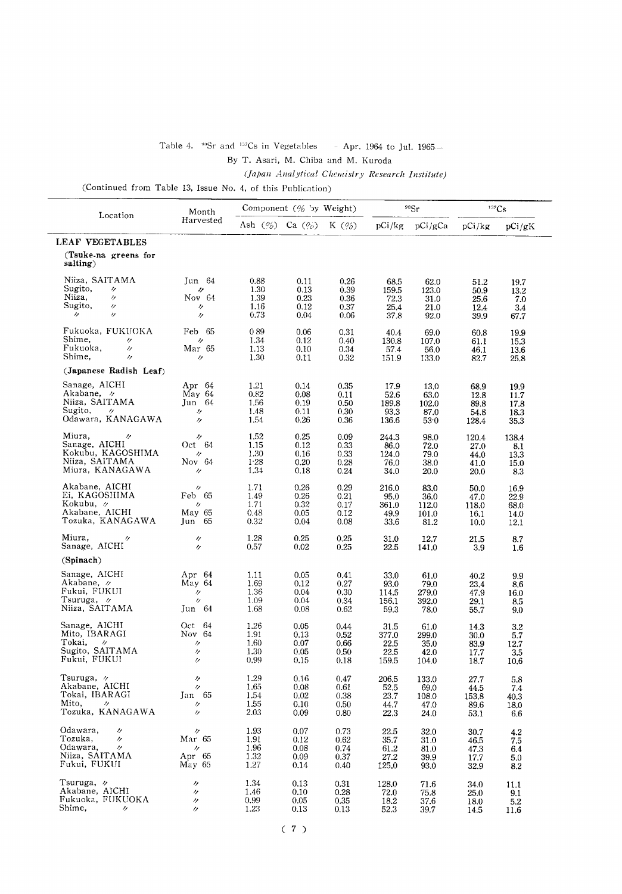Table 4. $^{90}Sr$ and $^{137}Cs$ in Vegetables — Apr. 1964 to Jul. 1965—

By T. Asari, M. Chiba and M. Kuroda

*(Japan Analytical Chemistry Research Institute)*

(Continued from Table 13, Issue No. 4, of this Publication)

| Location | Month Harvested | Component (% by Weight) | | | $^{90}Sr$ | | $^{137}Cs$ | |
|---|---|---|---|---|---|---|---|---|
| | | Ash (%) | Ca (%) | K (%) | pCi/kg | pCi/gCa | pCi/kg | pCi/gK |
| **LEAF VEGETABLES** | | | | | | | | |
| **(Tsuke-na greens for salting)** | | | | | | | | |
| Niiza, SAITAMA | Jun 64 | 0.88 | 0.11 | 0.26 | 68.5 | 62.0 | 51.2 | 19.7 |
| Sugito, 〃 | 〃 | 1.30 | 0.13 | 0.39 | 159.5 | 123.0 | 50.9 | 13.2 |
| Niiza, 〃 | Nov 64 | 1.39 | 0.23 | 0.36 | 72.3 | 31.0 | 25.6 | 7.0 |
| Sugito, 〃 | 〃 | 1.16 | 0.12 | 0.37 | 25.4 | 21.0 | 12.4 | 3.4 |
| 〃 〃 | 〃 | 0.73 | 0.04 | 0.06 | 37.8 | 92.0 | 39.9 | 67.7 |
| Fukuoka, FUKUOKA | Feb 65 | 0.89 | 0.06 | 0.31 | 40.4 | 69.0 | 60.8 | 19.9 |
| Shime, 〃 | 〃 | 1.34 | 0.12 | 0.40 | 130.8 | 107.0 | 61.1 | 15.3 |
| Fukuoka, 〃 | Mar 65 | 1.13 | 0.10 | 0.34 | 57.4 | 56.0 | 46.1 | 13.6 |
| Shime, 〃 | 〃 | 1.30 | 0.11 | 0.32 | 151.9 | 133.0 | 82.7 | 25.8 |
| **(Japanese Radish Leaf)** | | | | | | | | |
| Sanage, AICHI | Apr 64 | 1.21 | 0.14 | 0.35 | 17.9 | 13.0 | 68.9 | 19.9 |
| Akabane, 〃 | May 64 | 0.82 | 0.08 | 0.11 | 52.6 | 63.0 | 12.8 | 11.7 |
| Niiza, SAITAMA | Jun 64 | 1.56 | 0.19 | 0.50 | 189.8 | 102.0 | 89.8 | 17.8 |
| Sugito, 〃 | 〃 | 1.48 | 0.11 | 0.30 | 93.3 | 87.0 | 54.8 | 18.3 |
| Odawara, KANAGAWA | 〃 | 1.54 | 0.26 | 0.36 | 136.6 | 53.0 | 128.4 | 35.3 |
| Miura, 〃 | 〃 | 1.52 | 0.25 | 0.09 | 244.3 | 98.0 | 120.4 | 138.4 |
| Sanage, AICHI | Oct 64 | 1.15 | 0.12 | 0.33 | 86.0 | 72.0 | 27.0 | 8.1 |
| Kokubu, KAGOSHIMA | 〃 | 1.30 | 0.16 | 0.33 | 124.0 | 79.0 | 44.0 | 13.3 |
| Niiza, SAITAMA | Nov 64 | 1.28 | 0.20 | 0.28 | 76.0 | 38.0 | 41.0 | 15.0 |
| Miura, KANAGAWA | 〃 | 1.34 | 0.18 | 0.24 | 34.0 | 20.0 | 20.0 | 8.3 |
| Akabane, AICHI | 〃 | 1.71 | 0.26 | 0.29 | 216.0 | 83.0 | 50.0 | 16.9 |
| Ei, KAGOSHIMA | Feb 65 | 1.49 | 0.26 | 0.21 | 95.0 | 36.0 | 47.0 | 22.9 |
| Kokubu, 〃 | 〃 | 1.71 | 0.32 | 0.17 | 361.0 | 112.0 | 118.0 | 68.0 |
| Akabane, AICHI | May 65 | 0.48 | 0.05 | 0.12 | 49.9 | 101.0 | 16.1 | 14.0 |
| Tozuka, KANAGAWA | Jun 65 | 0.32 | 0.04 | 0.08 | 33.6 | 81.2 | 10.0 | 12.1 |
| Miura, 〃 | 〃 | 1.28 | 0.25 | 0.25 | 31.0 | 12.7 | 21.5 | 8.7 |
| Sanage, AICHI | 〃 | 0.57 | 0.02 | 0.25 | 22.5 | 141.0 | 3.9 | 1.6 |
| **(Spinach)** | | | | | | | | |
| Sanage, AICHI | Apr 64 | 1.11 | 0.05 | 0.41 | 33.0 | 61.0 | 40.2 | 9.9 |
| Akabane, 〃 | May 64 | 1.69 | 0.12 | 0.27 | 93.0 | 79.0 | 23.4 | 8.6 |
| Fukui, FUKUI | 〃 | 1.36 | 0.04 | 0.30 | 114.5 | 279.0 | 47.9 | 16.0 |
| Tsuruga, 〃 | 〃 | 1.09 | 0.04 | 0.34 | 156.1 | 392.0 | 29.1 | 8.5 |
| Niiza, SAITAMA | Jun 64 | 1.68 | 0.08 | 0.62 | 59.3 | 78.0 | 55.7 | 9.0 |
| Sanage, AICHI | Oct 64 | 1.26 | 0.05 | 0.44 | 31.5 | 61.0 | 14.3 | 3.2 |
| Mito, IBARAGI | Nov 64 | 1.91 | 0.13 | 0.52 | 377.0 | 299.0 | 30.0 | 5.7 |
| Tokai, 〃 | 〃 | 1.60 | 0.07 | 0.66 | 22.5 | 35.0 | 83.9 | 12.7 |
| Sugito, SAITAMA | 〃 | 1.30 | 0.05 | 0.50 | 22.5 | 42.0 | 17.7 | 3.5 |
| Fukui, FUKUI | 〃 | 0.99 | 0.15 | 0.18 | 159.5 | 104.0 | 18.7 | 10.6 |
| Tsuruga, 〃 | 〃 | 1.29 | 0.16 | 0.47 | 206.5 | 133.0 | 27.7 | 5.8 |
| Akabane, AICHI | 〃 | 1.65 | 0.08 | 0.61 | 52.5 | 69.0 | 44.5 | 7.4 |
| Tokai, IBARAGI | Jan 65 | 1.54 | 0.02 | 0.38 | 23.7 | 108.0 | 153.8 | 40.3 |
| Mito, 〃 | 〃 | 1.55 | 0.10 | 0.50 | 44.7 | 47.0 | 89.6 | 18.0 |
| Tozuka, KANAGAWA | 〃 | 2.03 | 0.09 | 0.80 | 22.3 | 24.0 | 53.1 | 6.6 |
| Odawara, 〃 | 〃 | 1.93 | 0.07 | 0.73 | 22.5 | 32.0 | 30.7 | 4.2 |
| Tozuka, 〃 | Mar 65 | 1.91 | 0.12 | 0.62 | 35.7 | 31.0 | 46.5 | 7.5 |
| Odawara, 〃 | 〃 | 1.96 | 0.08 | 0.74 | 61.2 | 81.0 | 47.3 | 6.4 |
| Niiza, SAITAMA | Apr 65 | 1.32 | 0.09 | 0.37 | 27.2 | 39.9 | 17.7 | 5.0 |
| Fukui, FUKUI | May 65 | 1.27 | 0.14 | 0.40 | 125.0 | 93.0 | 32.9 | 8.2 |
| Tsuruga, 〃 | 〃 | 1.34 | 0.13 | 0.31 | 128.0 | 71.6 | 34.0 | 11.1 |
| Akabane, AICHI | 〃 | 1.46 | 0.10 | 0.28 | 72.0 | 75.8 | 25.0 | 9.1 |
| Fukuoka, FUKUOKA | 〃 | 0.99 | 0.05 | 0.35 | 18.2 | 37.6 | 18.0 | 5.2 |
| Shime, 〃 | 〃 | 1.23 | 0.13 | 0.13 | 52.3 | 39.7 | 14.5 | 11.6 |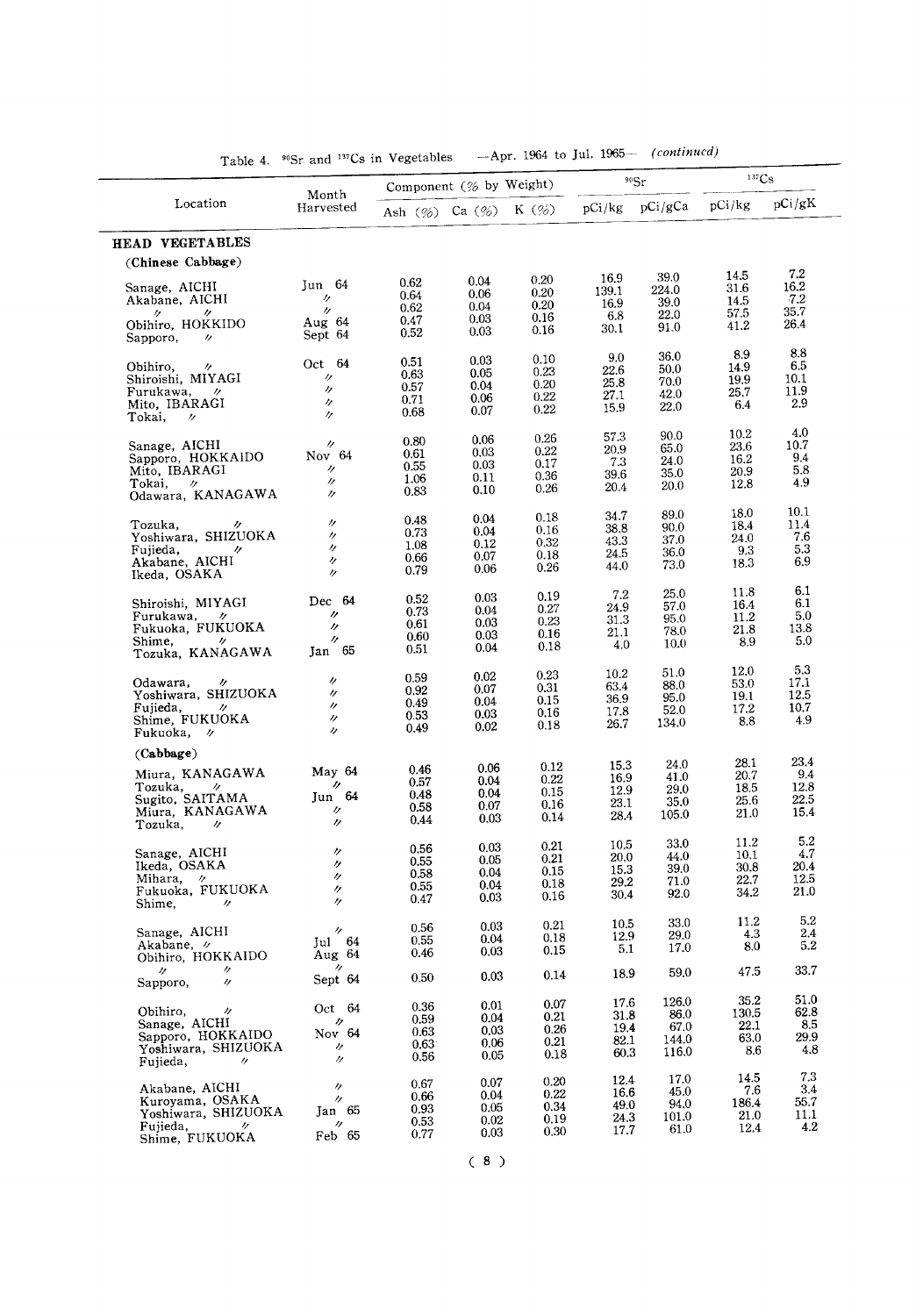Table 4. $^{90}Sr$ and $^{137}Cs$ in Vegetables —Apr. 1964 to Jul. 1965— *(continued)*

| Location | Month Harvested | Component (% by Weight) | | | $^{90}Sr$ | | $^{137}Cs$ | |
|---|---|---|---|---|---|---|---|---|
| | | Ash (%) | Ca (%) | K (%) | pCi/kg | pCi/gCa | pCi/kg | pCi/gK |
| **HEAD VEGETABLES** | | | | | | | | |
| **(Chinese Cabbage)** | | | | | | | | |
| Sanage, AICHI | Jun 64 | 0.62 | 0.04 | 0.20 | 16.9 | 39.0 | 14.5 | 7.2 |
| Akabane, AICHI | 〃 | 0.64 | 0.06 | 0.20 | 139.1 | 224.0 | 31.6 | 16.2 |
| 〃 〃 | 〃 | 0.62 | 0.04 | 0.20 | 16.9 | 39.0 | 14.5 | 7.2 |
| Obihiro, HOKKIDO | Aug 64 | 0.47 | 0.03 | 0.16 | 6.8 | 22.0 | 57.5 | 35.7 |
| Sapporo, 〃 | Sept 64 | 0.52 | 0.03 | 0.16 | 30.1 | 91.0 | 41.2 | 26.4 |
| Obihiro, 〃 | Oct 64 | 0.51 | 0.03 | 0.10 | 9.0 | 36.0 | 8.9 | 8.8 |
| Shiroishi, MIYAGI | 〃 | 0.63 | 0.05 | 0.23 | 22.6 | 50.0 | 14.9 | 6.5 |
| Furukawa, 〃 | 〃 | 0.57 | 0.04 | 0.20 | 25.8 | 70.0 | 19.9 | 10.1 |
| Mito, IBARAGI | 〃 | 0.71 | 0.06 | 0.22 | 27.1 | 42.0 | 25.7 | 11.9 |
| Tokai, 〃 | 〃 | 0.68 | 0.07 | 0.22 | 15.9 | 22.0 | 6.4 | 2.9 |
| Sanage, AICHI | 〃 | 0.80 | 0.06 | 0.26 | 57.3 | 90.0 | 10.2 | 4.0 |
| Sapporo, HOKKAIDO | Nov 64 | 0.61 | 0.03 | 0.22 | 20.9 | 65.0 | 23.6 | 10.7 |
| Mito, IBARAGI | 〃 | 0.55 | 0.03 | 0.17 | 7.3 | 24.0 | 16.2 | 9.4 |
| Tokai, 〃 | 〃 | 1.06 | 0.11 | 0.36 | 39.6 | 35.0 | 20.9 | 5.8 |
| Odawara, KANAGAWA | 〃 | 0.83 | 0.10 | 0.26 | 20.4 | 20.0 | 12.8 | 4.9 |
| Tozuka, 〃 | 〃 | 0.48 | 0.04 | 0.18 | 34.7 | 89.0 | 18.0 | 10.1 |
| Yoshiwara, SHIZUOKA | 〃 | 0.73 | 0.04 | 0.16 | 38.8 | 90.0 | 18.4 | 11.4 |
| Fujieda, 〃 | 〃 | 1.08 | 0.12 | 0.32 | 43.3 | 37.0 | 24.0 | 7.6 |
| Akabane, AICHI | 〃 | 0.66 | 0.07 | 0.18 | 24.5 | 36.0 | 9.3 | 5.3 |
| Ikeda, OSAKA | 〃 | 0.79 | 0.06 | 0.26 | 44.0 | 73.0 | 18.3 | 6.9 |
| Shiroishi, MIYAGI | Dec 64 | 0.52 | 0.03 | 0.19 | 7.2 | 25.0 | 11.8 | 6.1 |
| Furukawa, 〃 | 〃 | 0.73 | 0.04 | 0.27 | 24.9 | 57.0 | 16.4 | 6.1 |
| Fukuoka, FUKUOKA | 〃 | 0.61 | 0.03 | 0.23 | 31.3 | 95.0 | 11.2 | 5.0 |
| Shime, 〃 | 〃 | 0.60 | 0.03 | 0.16 | 21.1 | 78.0 | 21.8 | 13.8 |
| Tozuka, KANAGAWA | Jan 65 | 0.51 | 0.04 | 0.18 | 4.0 | 10.0 | 8.9 | 5.0 |
| Odawara, 〃 | 〃 | 0.59 | 0.02 | 0.23 | 10.2 | 51.0 | 12.0 | 5.3 |
| Yoshiwara, SHIZUOKA | 〃 | 0.92 | 0.07 | 0.31 | 63.4 | 88.0 | 53.0 | 17.1 |
| Fujieda, 〃 | 〃 | 0.49 | 0.04 | 0.15 | 36.9 | 95.0 | 19.1 | 12.5 |
| Shime, FUKUOKA | 〃 | 0.53 | 0.03 | 0.16 | 17.8 | 52.0 | 17.2 | 10.7 |
| Fukuoka, 〃 | 〃 | 0.49 | 0.02 | 0.18 | 26.7 | 134.0 | 8.8 | 4.9 |
| **(Cabbage)** | | | | | | | | |
| Miura, KANAGAWA | May 64 | 0.46 | 0.06 | 0.12 | 15.3 | 24.0 | 28.1 | 23.4 |
| Tozuka, 〃 | 〃 | 0.57 | 0.04 | 0.22 | 16.9 | 41.0 | 20.7 | 9.4 |
| Sugito, SAITAMA | Jun 64 | 0.48 | 0.04 | 0.15 | 12.9 | 29.0 | 18.5 | 12.8 |
| Miura, KANAGAWA | 〃 | 0.58 | 0.07 | 0.16 | 23.1 | 35.0 | 25.6 | 22.5 |
| Tozuka, 〃 | 〃 | 0.44 | 0.03 | 0.14 | 28.4 | 105.0 | 21.0 | 15.4 |
| Sanage, AICHI | 〃 | 0.56 | 0.03 | 0.21 | 10.5 | 33.0 | 11.2 | 5.2 |
| Ikeda, OSAKA | 〃 | 0.55 | 0.05 | 0.21 | 20.0 | 44.0 | 10.1 | 4.7 |
| Mihara, 〃 | 〃 | 0.58 | 0.04 | 0.15 | 15.3 | 39.0 | 30.8 | 20.4 |
| Fukuoka, FUKUOKA | 〃 | 0.55 | 0.04 | 0.18 | 29.2 | 71.0 | 22.7 | 12.5 |
| Shime, 〃 | 〃 | 0.47 | 0.03 | 0.16 | 30.4 | 92.0 | 34.2 | 21.0 |
| Sanage, AICHI | 〃 | 0.56 | 0.03 | 0.21 | 10.5 | 33.0 | 11.2 | 5.2 |
| Akabane, 〃 | Jul 64 | 0.55 | 0.04 | 0.18 | 12.9 | 29.0 | 4.3 | 2.4 |
| Obihiro, HOKKAIDO | Aug 64 | 0.46 | 0.03 | 0.15 | 5.1 | 17.0 | 8.0 | 5.2 |
| 〃 〃 | 〃 | | | | | | | |
| Sapporo, 〃 | Sept 64 | 0.50 | 0.03 | 0.14 | 18.9 | 59.0 | 47.5 | 33.7 |
| Obihiro, 〃 | Oct 64 | 0.36 | 0.01 | 0.07 | 17.6 | 126.0 | 35.2 | 51.0 |
| Sanage, AICHI | 〃 | 0.59 | 0.04 | 0.21 | 31.8 | 86.0 | 130.5 | 62.8 |
| Sapporo, HOKKAIDO | Nov 64 | 0.63 | 0.03 | 0.26 | 19.4 | 67.0 | 22.1 | 8.5 |
| Yoshiwara, SHIZUOKA | 〃 | 0.63 | 0.06 | 0.21 | 82.1 | 144.0 | 63.0 | 29.9 |
| Fujieda, 〃 | 〃 | 0.56 | 0.05 | 0.18 | 60.3 | 116.0 | 8.6 | 4.8 |
| Akabane, AICHI | 〃 | 0.67 | 0.07 | 0.20 | 12.4 | 17.0 | 14.5 | 7.3 |
| Kuroyama, OSAKA | 〃 | 0.66 | 0.04 | 0.22 | 16.6 | 45.0 | 7.6 | 3.4 |
| Yoshiwara, SHIZUOKA | Jan 65 | 0.93 | 0.05 | 0.34 | 49.0 | 94.0 | 186.4 | 55.7 |
| Fujieda, 〃 | 〃 | 0.53 | 0.02 | 0.19 | 24.3 | 101.0 | 21.0 | 11.1 |
| Shime, FUKUOKA | Feb 65 | 0.77 | 0.03 | 0.30 | 17.7 | 61.0 | 12.4 | 4.2 |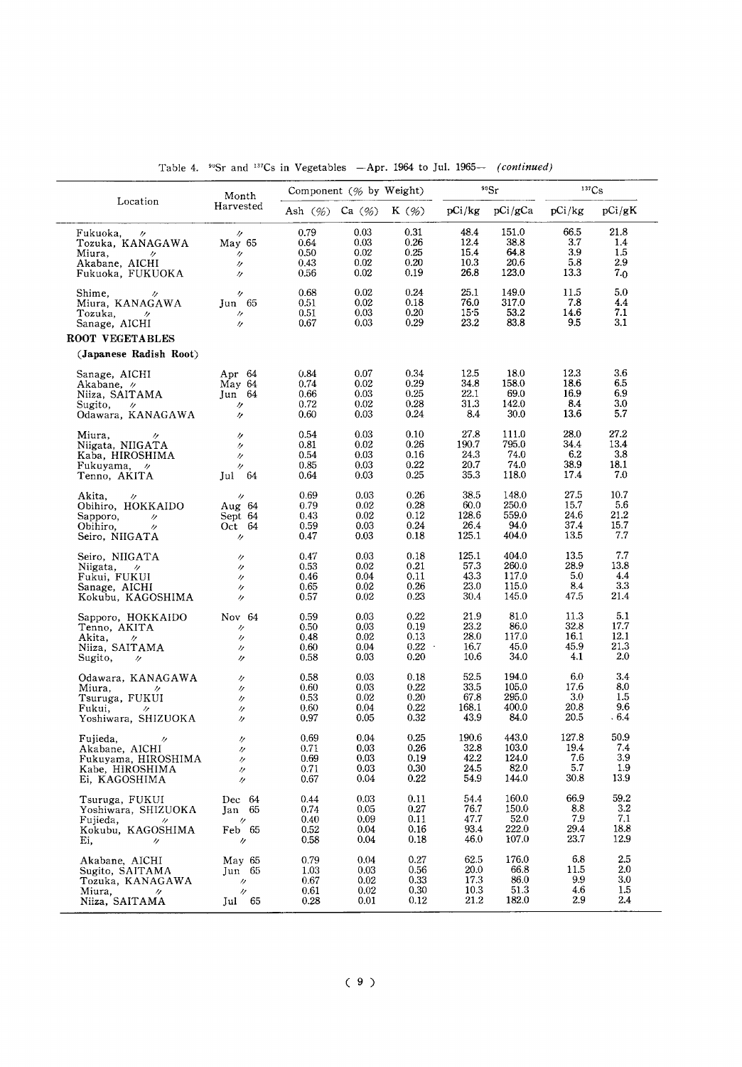Table 4. $^{90}Sr$ and $^{137}Cs$ in Vegetables —Apr. 1964 to Jul. 1965— *(continued)*

| Location | Month Harvested | Component (% by Weight) | | | $^{90}Sr$ | | $^{137}Cs$ | |
|---|---|---|---|---|---|---|---|---|
| | | Ash (%) | Ca (%) | K (%) | pCi/kg | pCi/gCa | pCi/kg | pCi/gK |
| Fukuoka, 〃 | 〃 | 0.79 | 0.03 | 0.31 | 48.4 | 151.0 | 66.5 | 21.8 |
| Tozuka, KANAGAWA | May 65 | 0.64 | 0.03 | 0.26 | 12.4 | 38.8 | 3.7 | 1.4 |
| Miura, 〃 | 〃 | 0.50 | 0.02 | 0.25 | 15.4 | 64.8 | 3.9 | 1.5 |
| Akabane, AICHI | 〃 | 0.43 | 0.02 | 0.20 | 10.3 | 20.6 | 5.8 | 2.9 |
| Fukuoka, FUKUOKA | 〃 | 0.56 | 0.02 | 0.19 | 26.8 | 123.0 | 13.3 | 7.0 |
| Shime, 〃 | 〃 | 0.68 | 0.02 | 0.24 | 25.1 | 149.0 | 11.5 | 5.0 |
| Miura, KANAGAWA | Jun 65 | 0.51 | 0.02 | 0.18 | 76.0 | 317.0 | 7.8 | 4.4 |
| Tozuka, 〃 | 〃 | 0.51 | 0.03 | 0.20 | 15.5 | 53.2 | 14.6 | 7.1 |
| Sanage, AICHI | 〃 | 0.67 | 0.03 | 0.29 | 23.2 | 83.8 | 9.5 | 3.1 |
| **ROOT VEGETABLES** | | | | | | | | |
| **(Japanese Radish Root)** | | | | | | | | |
| Sanage, AICHI | Apr 64 | 0.84 | 0.07 | 0.34 | 12.5 | 18.0 | 12.3 | 3.6 |
| Akabane, 〃 | May 64 | 0.74 | 0.02 | 0.29 | 34.8 | 158.0 | 18.6 | 6.5 |
| Niiza, SAITAMA | Jun 64 | 0.66 | 0.03 | 0.25 | 22.1 | 69.0 | 16.9 | 6.9 |
| Sugito, 〃 | 〃 | 0.72 | 0.02 | 0.28 | 31.3 | 142.0 | 8.4 | 3.0 |
| Odawara, KANAGAWA | 〃 | 0.60 | 0.03 | 0.24 | 8.4 | 30.0 | 13.6 | 5.7 |
| Miura, 〃 | 〃 | 0.54 | 0.03 | 0.10 | 27.8 | 111.0 | 28.0 | 27.2 |
| Niigata, NIIGATA | 〃 | 0.81 | 0.02 | 0.26 | 190.7 | 795.0 | 34.4 | 13.4 |
| Kaba, HIROSHIMA | 〃 | 0.54 | 0.03 | 0.16 | 24.3 | 74.0 | 6.2 | 3.8 |
| Fukuyama, 〃 | 〃 | 0.85 | 0.03 | 0.22 | 20.7 | 74.0 | 38.9 | 18.1 |
| Tenno, AKITA | Jul 64 | 0.64 | 0.03 | 0.25 | 35.3 | 118.0 | 17.4 | 7.0 |
| Akita, 〃 | 〃 | 0.69 | 0.03 | 0.26 | 38.5 | 148.0 | 27.5 | 10.7 |
| Obihiro, HOKKAIDO | Aug 64 | 0.79 | 0.02 | 0.28 | 60.0 | 250.0 | 15.7 | 5.6 |
| Sapporo, 〃 | Sept 64 | 0.43 | 0.02 | 0.12 | 128.6 | 559.0 | 24.6 | 21.2 |
| Obihiro, 〃 | Oct 64 | 0.59 | 0.03 | 0.24 | 26.4 | 94.0 | 37.4 | 15.7 |
| Seiro, NIIGATA | 〃 | 0.47 | 0.03 | 0.18 | 125.1 | 404.0 | 13.5 | 7.7 |
| Seiro, NIIGATA | 〃 | 0.47 | 0.03 | 0.18 | 125.1 | 404.0 | 13.5 | 7.7 |
| Niigata, 〃 | 〃 | 0.53 | 0.02 | 0.21 | 57.3 | 260.0 | 28.9 | 13.8 |
| Fukui, FUKUI | 〃 | 0.46 | 0.04 | 0.11 | 43.3 | 117.0 | 5.0 | 4.4 |
| Sanage, AICHI | 〃 | 0.65 | 0.02 | 0.26 | 23.0 | 115.0 | 8.4 | 3.3 |
| Kokubu, KAGOSHIMA | 〃 | 0.57 | 0.02 | 0.23 | 30.4 | 145.0 | 47.5 | 21.4 |
| Sapporo, HOKKAIDO | Nov 64 | 0.59 | 0.03 | 0.22 | 21.9 | 81.0 | 11.3 | 5.1 |
| Tenno, AKITA | 〃 | 0.50 | 0.03 | 0.19 | 23.2 | 86.0 | 32.8 | 17.7 |
| Akita, 〃 | 〃 | 0.48 | 0.02 | 0.13 | 28.0 | 117.0 | 16.1 | 12.1 |
| Niiza, SAITAMA | 〃 | 0.60 | 0.04 | 0.22 | 16.7 | 45.0 | 45.9 | 21.3 |
| Sugito, 〃 | 〃 | 0.58 | 0.03 | 0.20 | 10.6 | 34.0 | 4.1 | 2.0 |
| Odawara, KANAGAWA | 〃 | 0.58 | 0.03 | 0.18 | 52.5 | 194.0 | 6.0 | 3.4 |
| Miura, 〃 | 〃 | 0.60 | 0.03 | 0.22 | 33.5 | 105.0 | 17.6 | 8.0 |
| Tsuruga, FUKUI | 〃 | 0.53 | 0.02 | 0.20 | 67.8 | 295.0 | 3.0 | 1.5 |
| Fukui, 〃 | 〃 | 0.60 | 0.04 | 0.22 | 168.1 | 400.0 | 20.8 | 9.6 |
| Yoshiwara, SHIZUOKA | 〃 | 0.97 | 0.05 | 0.32 | 43.9 | 84.0 | 20.5 | 6.4 |
| Fujieda, 〃 | 〃 | 0.69 | 0.04 | 0.25 | 190.6 | 443.0 | 127.8 | 50.9 |
| Akabane, AICHI | 〃 | 0.71 | 0.03 | 0.26 | 32.8 | 103.0 | 19.4 | 7.4 |
| Fukuyama, HIROSHIMA | 〃 | 0.69 | 0.03 | 0.19 | 42.2 | 124.0 | 7.6 | 3.9 |
| Kabe, HIROSHIMA | 〃 | 0.71 | 0.03 | 0.30 | 24.5 | 82.0 | 5.7 | 1.9 |
| Ei, KAGOSHIMA | 〃 | 0.67 | 0.04 | 0.22 | 54.9 | 144.0 | 30.8 | 13.9 |
| Tsuruga, FUKUI | Dec 64 | 0.44 | 0.03 | 0.11 | 54.4 | 160.0 | 66.9 | 59.2 |
| Yoshiwara, SHIZUOKA | Jan 65 | 0.74 | 0.05 | 0.27 | 76.7 | 150.0 | 8.8 | 3.2 |
| Fujieda, 〃 | 〃 | 0.40 | 0.09 | 0.11 | 47.7 | 52.0 | 7.9 | 7.1 |
| Kokubu, KAGOSHIMA | Feb 65 | 0.52 | 0.04 | 0.16 | 93.4 | 222.0 | 29.4 | 18.8 |
| Ei, 〃 | 〃 | 0.58 | 0.04 | 0.18 | 46.0 | 107.0 | 23.7 | 12.9 |
| Akabane, AICHI | May 65 | 0.79 | 0.04 | 0.27 | 62.5 | 176.0 | 6.8 | 2.5 |
| Sugito, SAITAMA | Jun 65 | 1.03 | 0.03 | 0.56 | 20.0 | 66.8 | 11.5 | 2.0 |
| Tozuka, KANAGAWA | 〃 | 0.67 | 0.02 | 0.33 | 17.3 | 86.0 | 9.9 | 3.0 |
| Miura, 〃 | 〃 | 0.61 | 0.02 | 0.30 | 10.3 | 51.3 | 4.6 | 1.5 |
| Niiza, SAITAMA | Jul 65 | 0.28 | 0.01 | 0.12 | 21.2 | 182.0 | 2.9 | 2.4 |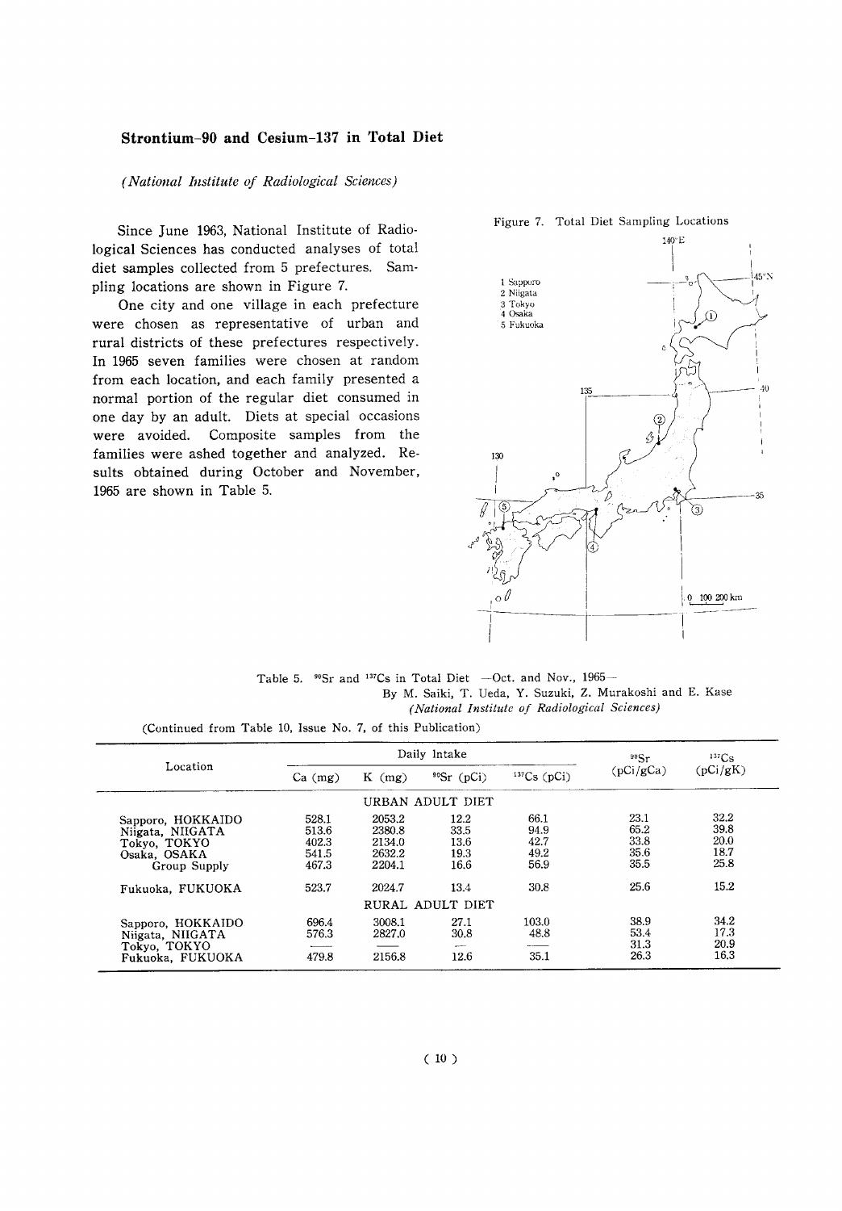## Strontium-90 and Cesium-137 in Total Diet

*(National Institute of Radiological Sciences)*

Since June 1963, National Institute of Radiological Sciences has conducted analyses of total diet samples collected from 5 prefectures. Sampling locations are shown in Figure 7.

One city and one village in each prefecture were chosen as representative of urban and rural districts of these prefectures respectively. In 1965 seven families were chosen at random from each location, and each family presented a normal portion of the regular diet consumed in one day by an adult. Diets at special occasions were avoided. Composite samples from the families were ashed together and analyzed. Results obtained during October and November, 1965 are shown in Table 5.

Figure 7. Total Diet Sampling Locations

1 Sapporo
2 Niigata
3 Tokyo
4 Osaka
5 Fukuoka

Table 5. $^{90}Sr$ and $^{137}Cs$ in Total Diet —Oct. and Nov., 1965—

By M. Saiki, T. Ueda, Y. Suzuki, Z. Murakoshi and E. Kase
*(National Institute of Radiological Sciences)*

(Continued from Table 10, Issue No. 7, of this Publication)

| Location | Daily Intake | | | | $^{90}Sr$ (pCi/gCa) | $^{137}Cs$ (pCi/gK) |
|---|---|---|---|---|---|---|
| | Ca (mg) | K (mg) | $^{90}Sr$ (pCi) | $^{137}Cs$ (pCi) | | |
| URBAN ADULT DIET | | | | | | |
| Sapporo, HOKKAIDO | 528.1 | 2053.2 | 12.2 | 66.1 | 23.1 | 32.2 |
| Niigata, NIIGATA | 513.6 | 2380.8 | 33.5 | 94.9 | 65.2 | 39.8 |
| Tokyo, TOKYO | 402.3 | 2134.0 | 13.6 | 42.7 | 33.8 | 20.0 |
| Osaka, OSAKA | 541.5 | 2632.2 | 19.3 | 49.2 | 35.6 | 18.7 |
| Group Supply | 467.3 | 2204.1 | 16.6 | 56.9 | 35.5 | 25.8 |
| Fukuoka, FUKUOKA | 523.7 | 2024.7 | 13.4 | 30.8 | 25.6 | 15.2 |
| RURAL ADULT DIET | | | | | | |
| Sapporo, HOKKAIDO | 696.4 | 3008.1 | 27.1 | 103.0 | 38.9 | 34.2 |
| Niigata, NIIGATA | 576.3 | 2827.0 | 30.8 | 48.8 | 53.4 | 17.3 |
| Tokyo, TOKYO | — | — | — | — | 31.3 | 20.9 |
| Fukuoka, FUKUOKA | 479.8 | 2156.8 | 12.6 | 35.1 | 26.3 | 16.3 |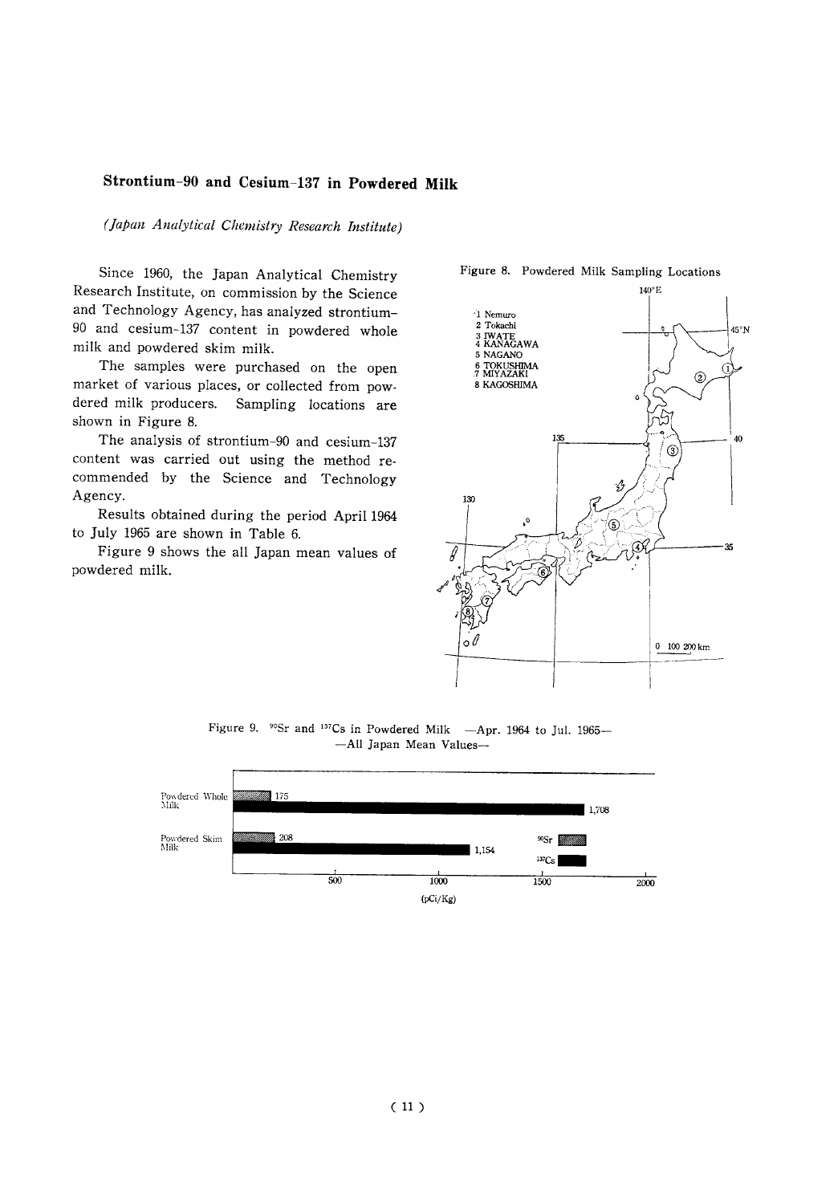## Strontium-90 and Cesium-137 in Powdered Milk

*(Japan Analytical Chemistry Research Institute)*

Since 1960, the Japan Analytical Chemistry Research Institute, on commission by the Science and Technology Agency, has analyzed strontium-90 and cesium-137 content in powdered whole milk and powdered skim milk.

The samples were purchased on the open market of various places, or collected from powdered milk producers. Sampling locations are shown in Figure 8.

The analysis of strontium-90 and cesium-137 content was carried out using the method recommended by the Science and Technology Agency.

Results obtained during the period April 1964 to July 1965 are shown in Table 6.

Figure 9 shows the all Japan mean values of powdered milk.

Figure 8. Powdered Milk Sampling Locations

1 Nemuro
2 Tokachi
3 IWATE
4 KANAGAWA
5 NAGANO
6 TOKUSHIMA
7 MIYAZAKI
8 KAGOSHIMA

Figure 9. $^{90}Sr$ and $^{137}Cs$ in Powdered Milk —Apr. 1964 to Jul. 1965— —All Japan Mean Values—

| | $^{90}Sr$ (pCi/Kg) | $^{137}Cs$ (pCi/Kg) |
|---|---|---|
| Powdered Whole Milk | 175 | 1,708 |
| Powdered Skim Milk | 208 | 1,154 |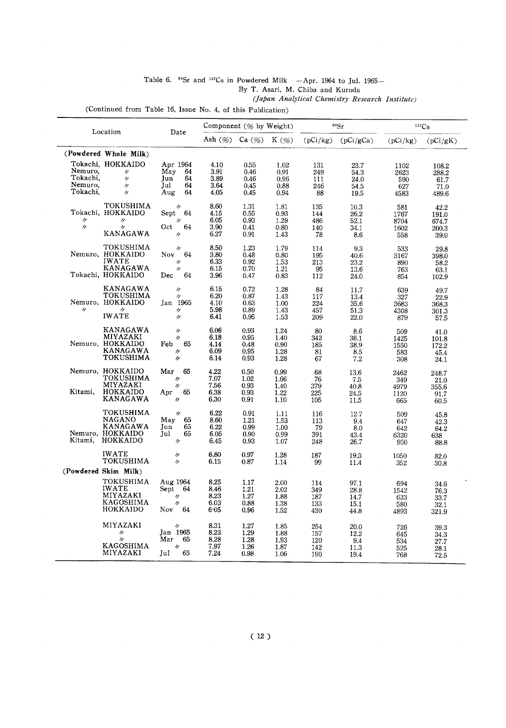Table 6. $^{90}Sr$ and $^{137}Cs$ in Powdered Milk —Apr. 1964 to Jul. 1965—

By T. Asari, M. Chiba and Kuroda

*(Japan Analytical Chemistry Research Institute)*

(Continued from Table 16, Issue No. 4, of this Publication)

| Location | Date | Component (% by Weight) | | | $^{90}Sr$ | | $^{137}Cs$ | |
|---|---|---|---|---|---|---|---|---|
| | | Ash (%) | Ca (%) | K (%) | (pCi/kg) | (pCi/gCa) | (pCi/kg) | (pCi/gK) |
| **(Powdered Whole Milk)** | | | | | | | | |
| Tokachi, HOKKAIDO | Apr 1964 | 4.10 | 0.55 | 1.02 | 131 | 23.7 | 1102 | 108.2 |
| Nemuro, 〃 | May 64 | 3.91 | 0.46 | 0.91 | 249 | 54.3 | 2623 | 288.2 |
| Tokachi, 〃 | Jun 64 | 3.89 | 0.46 | 0.96 | 111 | 24.0 | 590 | 61.7 |
| Nemuro, 〃 | Jul 64 | 3.64 | 0.45 | 0.88 | 246 | 54.5 | 627 | 71.0 |
| Tokachi, 〃 | Aug 64 | 4.05 | 0.45 | 0.94 | 88 | 19.5 | 4583 | 489.6 |
| TOKUSHIMA | 〃 | 8.60 | 1.31 | 1.81 | 135 | 10.3 | 581 | 42.2 |
| Tokachi, HOKKAIDO | Sept 64 | 4.15 | 0.55 | 0.93 | 144 | 26.2 | 1767 | 191.0 |
| 〃 〃 | 〃 | 6.05 | 0.93 | 1.29 | 486 | 52.1 | 8704 | 674.7 |
| 〃 〃 | Oct 64 | 3.90 | 0.41 | 0.80 | 140 | 34.1 | 1602 | 200.3 |
| KANAGAWA | 〃 | 6.27 | 0.91 | 1.43 | 78 | 8.6 | 558 | 39.0 |
| TOKUSHIMA | 〃 | 8.50 | 1.23 | 1.79 | 114 | 9.3 | 533 | 29.8 |
| Nemuro, HOKKAIDO | Nov 64 | 3.80 | 0.48 | 0.80 | 195 | 40.6 | 3167 | 398.0 |
| IWATE | 〃 | 6.33 | 0.92 | 1.53 | 213 | 23.2 | 890 | 58.2 |
| KANAGAWA | 〃 | 6.15 | 0.70 | 1.21 | 95 | 13.6 | 763 | 63.1 |
| Tokachi, HOKKAIDO | Dec 64 | 3.96 | 0.47 | 0.83 | 112 | 24.0 | 854 | 102.9 |
| KANAGAWA | 〃 | 6.15 | 0.72 | 1.28 | 84 | 11.7 | 639 | 49.7 |
| TOKUSHIMA | 〃 | 6.20 | 0.87 | 1.43 | 117 | 13.4 | 327 | 22.9 |
| Nemuro, HOKKAIDO | Jan 1965 | 4.10 | 0.63 | 1.00 | 224 | 35.6 | 3683 | 368.3 |
| 〃 〃 | 〃 | 5.98 | 0.89 | 1.43 | 457 | 51.3 | 4308 | 301.3 |
| IWATE | 〃 | 6.41 | 0.95 | 1.53 | 209 | 22.0 | 879 | 57.5 |
| KANAGAWA | 〃 | 6.06 | 0.93 | 1.24 | 80 | 8.6 | 509 | 41.0 |
| MIYAZAKI | 〃 | 6.18 | 0.95 | 1.40 | 342 | 36.1 | 1425 | 101.8 |
| Nemuro, HOKKAIDO | Feb 65 | 4.14 | 0.48 | 0.90 | 185 | 38.9 | 1550 | 172.2 |
| KANAGAWA | 〃 | 6.09 | 0.95 | 1.28 | 81 | 8.5 | 583 | 45.4 |
| TOKUSHIMA | 〃 | 6.14 | 0.93 | 1.28 | 67 | 7.2 | 308 | 24.1 |
| Nemuro, HOKKAIDO | Mar 65 | 4.22 | 0.50 | 0.99 | 68 | 13.6 | 2462 | 248.7 |
| TOKUSHIMA | 〃 | 7.07 | 1.02 | 1.66 | 76 | 7.5 | 349 | 21.0 |
| MIYAZAKI | 〃 | 7.56 | 0.93 | 1.40 | 379 | 40.8 | 4979 | 355.6 |
| Kitami, HOKKAIDO | Apr 65 | 6.38 | 0.93 | 1.22 | 225 | 24.5 | 1120 | 91.7 |
| KANAGAWA | 〃 | 6.30 | 0.91 | 1.10 | 105 | 11.5 | 665 | 60.5 |
| TOKUSHIMA | 〃 | 6.22 | 0.91 | 1.11 | 116 | 12.7 | 509 | 45.8 |
| NAGANO | May 65 | 8.60 | 1.21 | 1.53 | 113 | 9.4 | 647 | 42.3 |
| KANAGAWA | Jun 65 | 6.22 | 0.99 | 1.00 | 79 | 8.0 | 642 | 64.2 |
| Nemuro, HOKKAIDO | Jul 65 | 6.05 | 0.90 | 0.99 | 391 | 43.4 | 6320 | 638 |
| Kitami, HOKKAIDO | 〃 | 6.45 | 0.93 | 1.07 | 248 | 26.7 | 950 | 88.8 |
| IWATE | 〃 | 6.80 | 0.97 | 1.28 | 187 | 19.3 | 1050 | 82.0 |
| TOKUSHIMA | 〃 | 6.15 | 0.87 | 1.14 | 99 | 11.4 | 352 | 30.8 |
| **(Powdered Skim Milk)** | | | | | | | | |
| TOKUSHIMA | Aug 1964 | 8.25 | 1.17 | 2.00 | 114 | 97.1 | 694 | 34.6 |
| IWATE | Sept 64 | 8.46 | 1.21 | 2.02 | 349 | 28.8 | 1542 | 76.3 |
| MIYAZAKI | 〃 | 8.23 | 1.27 | 1.88 | 187 | 14.7 | 633 | 33.7 |
| KAGOSHIMA | 〃 | 6.03 | 0.88 | 1.38 | 133 | 15.1 | 580 | 32.1 |
| HOKKAIDO | Nov 64 | 6.05 | 0.96 | 1.52 | 430 | 44.8 | 4893 | 321.9 |
| MIYAZAKI | 〃 | 8.31 | 1.27 | 1.85 | 254 | 20.0 | 726 | 39.3 |
| 〃 | Jan 1965 | 8.23 | 1.29 | 1.88 | 157 | 12.2 | 645 | 34.3 |
| 〃 | Mar 65 | 8.28 | 1.28 | 1.93 | 120 | 9.4 | 534 | 27.7 |
| KAGOSHIMA | 〃 | 7.97 | 1.26 | 1.87 | 142 | 11.3 | 525 | 28.1 |
| MIYAZAKI | Jul 65 | 7.24 | 0.98 | 1.06 | 190 | 19.4 | 768 | 72.5 |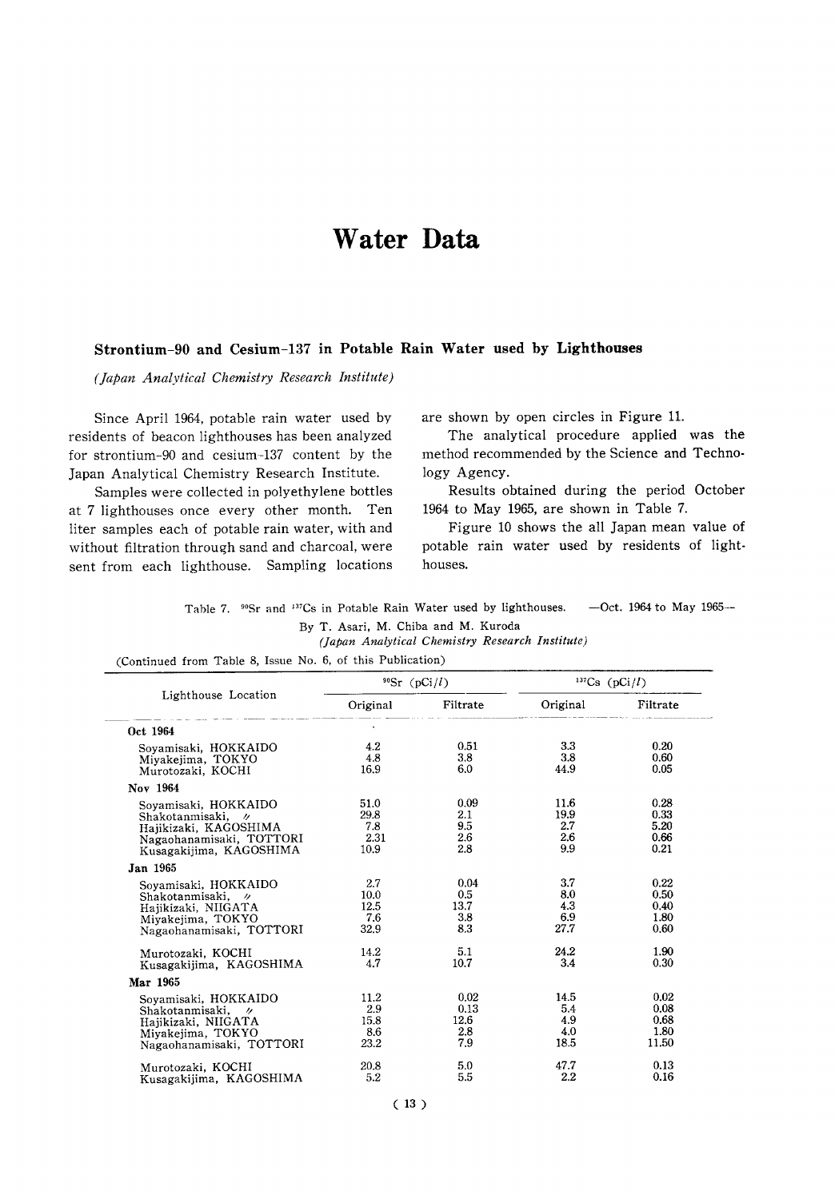# Water Data

## Strontium-90 and Cesium-137 in Potable Rain Water used by Lighthouses

*(Japan Analytical Chemistry Research Institute)*

Since April 1964, potable rain water used by residents of beacon lighthouses has been analyzed for strontium-90 and cesium-137 content by the Japan Analytical Chemistry Research Institute.

Samples were collected in polyethylene bottles at 7 lighthouses once every other month. Ten liter samples each of potable rain water, with and without filtration through sand and charcoal, were sent from each lighthouse. Sampling locations are shown by open circles in Figure 11.

The analytical procedure applied was the method recommended by the Science and Technology Agency.

Results obtained during the period October 1964 to May 1965, are shown in Table 7.

Figure 10 shows the all Japan mean value of potable rain water used by residents of lighthouses.

Table 7. $^{90}Sr$ and $^{137}Cs$ in Potable Rain Water used by lighthouses. —Oct. 1964 to May 1965—

By T. Asari, M. Chiba and M. Kuroda

*(Japan Analytical Chemistry Research Institute)*

(Continued from Table 8, Issue No. 6, of this Publication)

| Lighthouse Location | $^{90}Sr$ (pCi/$l$) | | $^{137}Cs$ (pCi/$l$) | |
|---|---|---|---|---|
| | Original | Filtrate | Original | Filtrate |
| **Oct 1964** | | | | |
| Soyamisaki, HOKKAIDO | 4.2 | 0.51 | 3.3 | 0.20 |
| Miyakejima, TOKYO | 4.8 | 3.8 | 3.8 | 0.60 |
| Murotozaki, KOCHI | 16.9 | 6.0 | 44.9 | 0.05 |
| **Nov 1964** | | | | |
| Soyamisaki, HOKKAIDO | 51.0 | 0.09 | 11.6 | 0.28 |
| Shakotanmisaki, 〃 | 29.8 | 2.1 | 19.9 | 0.33 |
| Hajikizaki, KAGOSHIMA | 7.8 | 9.5 | 2.7 | 5.20 |
| Nagaohanamisaki, TOTTORI | 2.31 | 2.6 | 2.6 | 0.66 |
| Kusagakijima, KAGOSHIMA | 10.9 | 2.8 | 9.9 | 0.21 |
| **Jan 1965** | | | | |
| Soyamisaki, HOKKAIDO | 2.7 | 0.04 | 3.7 | 0.22 |
| Shakotanmisaki, 〃 | 10.0 | 0.5 | 8.0 | 0.50 |
| Hajikizaki, NIIGATA | 12.5 | 13.7 | 4.3 | 0.40 |
| Miyakejima, TOKYO | 7.6 | 3.8 | 6.9 | 1.80 |
| Nagaohanamisaki, TOTTORI | 32.9 | 8.3 | 27.7 | 0.60 |
| Murotozaki, KOCHI | 14.2 | 5.1 | 24.2 | 1.90 |
| Kusagakijima, KAGOSHIMA | 4.7 | 10.7 | 3.4 | 0.30 |
| **Mar 1965** | | | | |
| Soyamisaki, HOKKAIDO | 11.2 | 0.02 | 14.5 | 0.02 |
| Shakotanmisaki, 〃 | 2.9 | 0.13 | 5.4 | 0.08 |
| Hajikizaki, NIIGATA | 15.8 | 12.6 | 4.9 | 0.68 |
| Miyakejima, TOKYO | 8.6 | 2.8 | 4.0 | 1.80 |
| Nagaohanamisaki, TOTTORI | 23.2 | 7.9 | 18.5 | 11.50 |
| Murotozaki, KOCHI | 20.8 | 5.0 | 47.7 | 0.13 |
| Kusagakijima, KAGOSHIMA | 5.2 | 5.5 | 2.2 | 0.16 |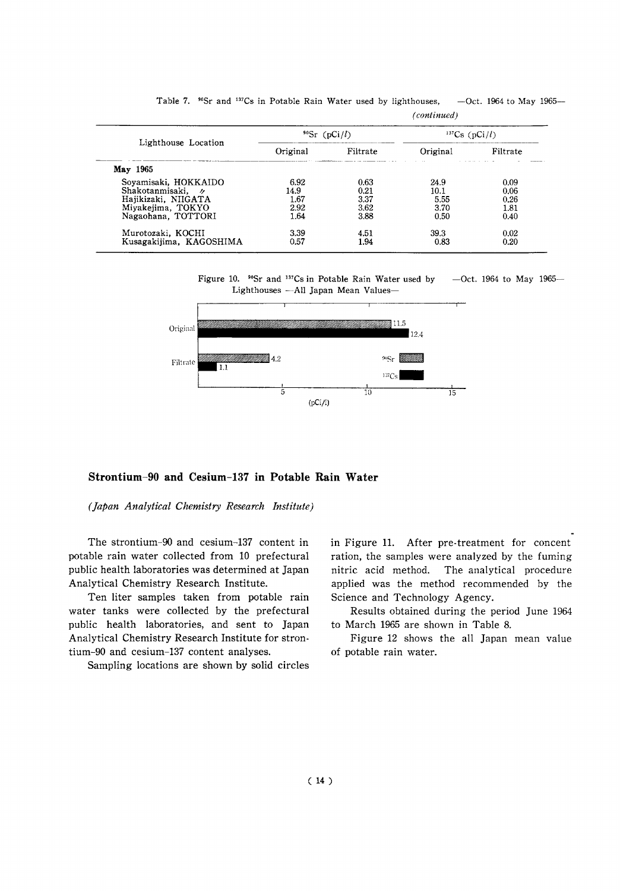Table 7. $^{90}Sr$ and $^{137}Cs$ in Potable Rain Water used by lighthouses, —Oct. 1964 to May 1965—

*(continued)*

| Lighthouse Location | $^{90}Sr$ (pCi/*l*) | | $^{137}Cs$ (pCi/*l*) | |
|---|---|---|---|---|
| | Original | Filtrate | Original | Filtrate |
| **May 1965** | | | | |
| Soyamisaki, HOKKAIDO | 6.92 | 0.63 | 24.9 | 0.09 |
| Shakotanmisaki, 〃 | 14.9 | 0.21 | 10.1 | 0.06 |
| Hajikizaki, NIIGATA | 1.67 | 3.37 | 5.55 | 0.26 |
| Miyakejima, TOKYO | 2.92 | 3.62 | 3.70 | 1.81 |
| Nagaohana, TOTTORI | 1.64 | 3.88 | 0.50 | 0.40 |
| Murotozaki, KOCHI | 3.39 | 4.51 | 39.3 | 0.02 |
| Kusagakijima, KAGOSHIMA | 0.57 | 1.94 | 0.83 | 0.20 |

Figure 10. $^{90}Sr$ and $^{137}Cs$ in Potable Rain Water used by Lighthouses —All Japan Mean Values— —Oct. 1964 to May 1965—

| | $^{90}Sr$ (pCi/*l*) | $^{137}Cs$ (pCi/*l*) |
|---|---|---|
| Original | 11.5 | 12.4 |
| Filtrate | 4.2 | 1.1 |

## Strontium-90 and Cesium-137 in Potable Rain Water

*(Japan Analytical Chemistry Research Institute)*

The strontium-90 and cesium-137 content in potable rain water collected from 10 prefectural public health laboratories was determined at Japan Analytical Chemistry Research Institute.

Ten liter samples taken from potable rain water tanks were collected by the prefectural public health laboratories, and sent to Japan Analytical Chemistry Research Institute for strontium-90 and cesium-137 content analyses.

Sampling locations are shown by solid circles in Figure 11. After pre-treatment for concentration, the samples were analyzed by the fuming nitric acid method. The analytical procedure applied was the method recommended by the Science and Technology Agency.

Results obtained during the period June 1964 to March 1965 are shown in Table 8.

Figure 12 shows the all Japan mean value of potable rain water.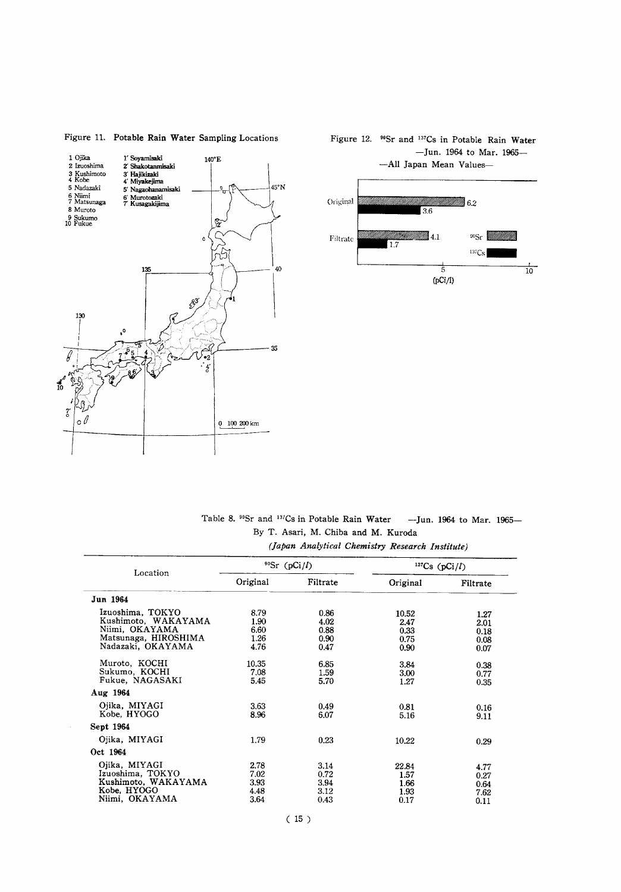Figure 11. Potable Rain Water Sampling Locations

1 Ojika
2 Izuoshima
3 Kushimoto
4 Kobe
5 Nadazaki
6 Niimi
7 Matsunaga
8 Muroto
9 Sukumo
10 Fukue

1' Soyamisaki
2' Shakotanmisaki
3' Hajikizaki
4' Miyakejima
5' Nagaohanamisaki
6' Murotozaki
7' Kusagakijima

Figure 12. $^{90}$Sr and $^{137}$Cs in Potable Rain Water —Jun. 1964 to Mar. 1965— —All Japan Mean Values—

|  | $^{90}$Sr | $^{137}$Cs |
|---|---|---|
| Original | 6.2 | 3.6 |
| Filtrate | 4.1 | 1.7 |

(pCi/l)

Table 8. $^{90}$Sr and $^{137}$Cs in Potable Rain Water —Jun. 1964 to Mar. 1965—

By T. Asari, M. Chiba and M. Kuroda

*(Japan Analytical Chemistry Research Institute)*

| Location | $^{90}$Sr (pCi/l) | | $^{137}$Cs (pCi/l) | |
|---|---|---|---|---|
| | Original | Filtrate | Original | Filtrate |
| **Jun 1964** | | | | |
| Izuoshima, TOKYO | 8.79 | 0.86 | 10.52 | 1.27 |
| Kushimoto, WAKAYAMA | 1.90 | 4.02 | 2.47 | 2.01 |
| Niimi, OKAYAMA | 6.60 | 0.88 | 0.33 | 0.18 |
| Matsunaga, HIROSHIMA | 1.26 | 0.90 | 0.75 | 0.08 |
| Nadazaki, OKAYAMA | 4.76 | 0.47 | 0.90 | 0.07 |
| Muroto, KOCHI | 10.35 | 6.85 | 3.84 | 0.38 |
| Sukumo, KOCHI | 7.08 | 1.59 | 3.00 | 0.77 |
| Fukue, NAGASAKI | 5.45 | 5.70 | 1.27 | 0.35 |
| **Aug 1964** | | | | |
| Ojika, MIYAGI | 3.63 | 0.49 | 0.81 | 0.16 |
| Kobe, HYOGO | 8.96 | 6.07 | 5.16 | 9.11 |
| **Sept 1964** | | | | |
| Ojika, MIYAGI | 1.79 | 0.23 | 10.22 | 0.29 |
| **Oct 1964** | | | | |
| Ojika, MIYAGI | 2.78 | 3.14 | 22.84 | 4.77 |
| Izuoshima, TOKYO | 7.02 | 0.72 | 1.57 | 0.27 |
| Kushimoto, WAKAYAMA | 3.93 | 3.94 | 1.66 | 0.64 |
| Kobe, HYOGO | 4.48 | 3.12 | 1.93 | 7.62 |
| Niimi, OKAYAMA | 3.64 | 0.43 | 0.17 | 0.11 |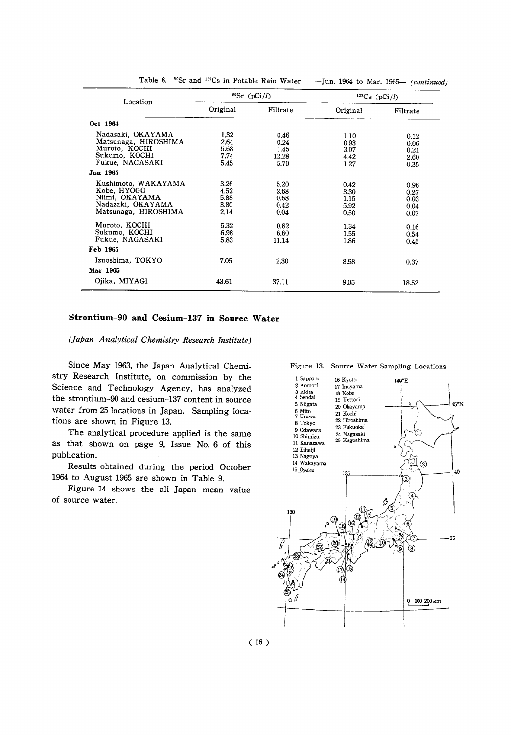Table 8. $^{90}Sr$ and $^{137}Cs$ in Potable Rain Water —Jun. 1964 to Mar. 1965— *(continued)*

| Location | $^{90}Sr$ (pCi/$l$) | | $^{137}Cs$ (pCi/$l$) | |
|---|---|---|---|---|
| | Original | Filtrate | Original | Filtrate |
| **Oct 1964** | | | | |
| Nadazaki, OKAYAMA | 1.32 | 0.46 | 1.10 | 0.12 |
| Matsunaga, HIROSHIMA | 2.64 | 0.24 | 0.93 | 0.06 |
| Muroto, KOCHI | 5.68 | 1.45 | 3.07 | 0.21 |
| Sukumo, KOCHI | 7.74 | 12.28 | 4.42 | 2.60 |
| Fukue, NAGASAKI | 5.45 | 5.70 | 1.27 | 0.35 |
| **Jan 1965** | | | | |
| Kushimoto, WAKAYAMA | 3.26 | 5.20 | 0.42 | 0.96 |
| Kobe, HYOGO | 4.52 | 2.68 | 3.30 | 0.27 |
| Niimi, OKAYAMA | 5.88 | 0.68 | 1.15 | 0.03 |
| Nadazaki, OKAYAMA | 3.80 | 0.42 | 5.92 | 0.04 |
| Matsunaga, HIROSHIMA | 2.14 | 0.04 | 0.50 | 0.07 |
| Muroto, KOCHI | 5.32 | 0.82 | 1.34 | 0.16 |
| Sukumo, KOCHI | 6.98 | 6.60 | 1.55 | 0.54 |
| Fukue, NAGASAKI | 5.83 | 11.14 | 1.86 | 0.45 |
| **Feb 1965** | | | | |
| Izuoshima, TOKYO | 7.05 | 2.30 | 8.98 | 0.37 |
| **Mar 1965** | | | | |
| Ojika, MIYAGI | 43.61 | 37.11 | 9.05 | 18.52 |

## Strontium-90 and Cesium-137 in Source Water

*(Japan Analytical Chemistry Research Institute)*

Since May 1963, the Japan Analytical Chemistry Research Institute, on commission by the Science and Technology Agency, has analyzed the strontium-90 and cesium-137 content in source water from 25 locations in Japan. Sampling locations are shown in Figure 13.

The analytical procedure applied is the same as that shown on page 9, Issue No. 6 of this publication.

Results obtained during the period October 1964 to August 1965 are shown in Table 9.

Figure 14 shows the all Japan mean value of source water.

Figure 13. Source Water Sampling Locations

1 Sapporo, 2 Aomori, 3 Akita, 4 Sendai, 5 Niigata, 6 Mito, 7 Urawa, 8 Tokyo, 9 Odawara, 10 Shimizu, 11 Kanazawa, 12 Eiheiji, 13 Nagoya, 14 Wakayama, 15 Osaka, 16 Kyoto, 17 Inuyama, 18 Kobe, 19 Tottori, 20 Okayama, 21 Kochi, 22 Hiroshima, 23 Fukuoka, 24 Nagasaki, 25 Kagoshima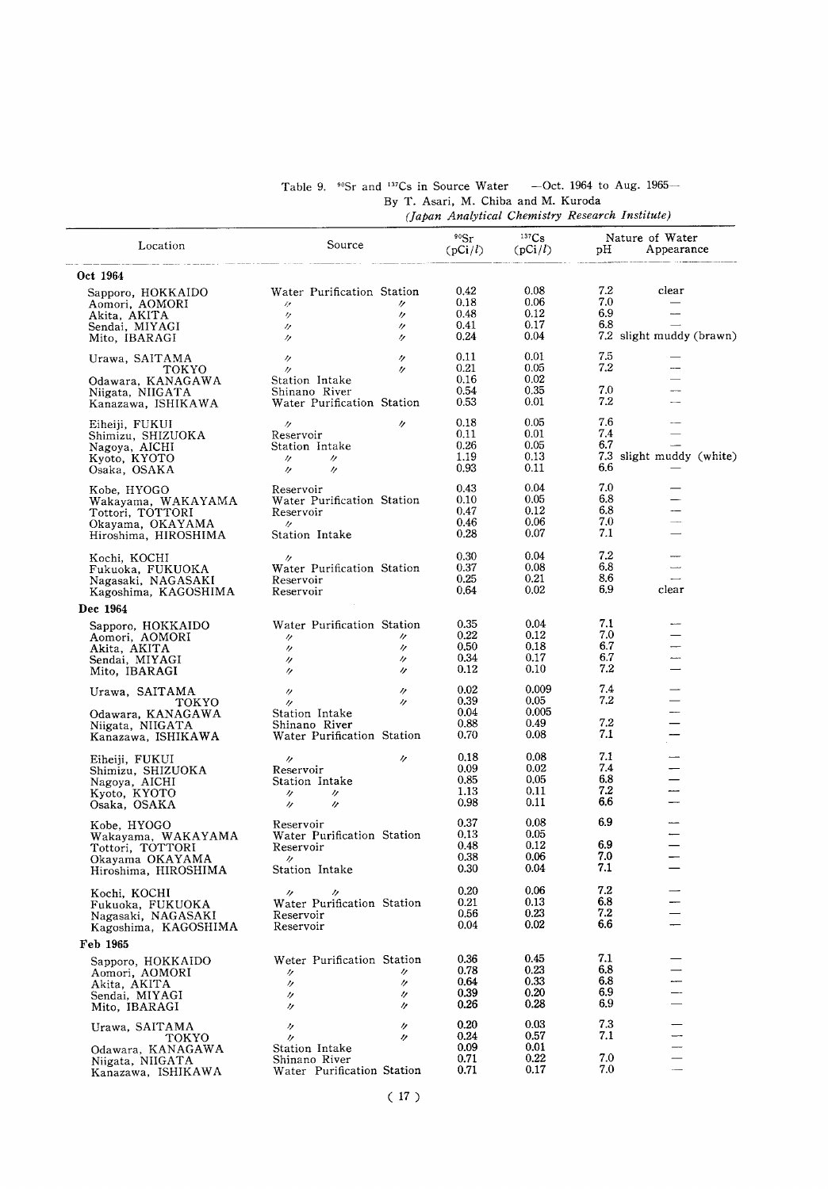Table 9. $^{90}Sr$ and $^{137}Cs$ in Source Water —Oct. 1964 to Aug. 1965—

By T. Asari, M. Chiba and M. Kuroda

*(Japan Analytical Chemistry Research Institute)*

| Location | Source | $^{90}Sr$ (pCi/l) | $^{137}Cs$ (pCi/l) | Nature of Water pH | Appearance |
|---|---|---|---|---|---|
| **Oct 1964** | | | | | |
| Sapporo, HOKKAIDO | Water Purification Station | 0.42 | 0.08 | 7.2 | clear |
| Aomori, AOMORI | 〃 〃 | 0.18 | 0.06 | 7.0 | — |
| Akita, AKITA | 〃 〃 | 0.48 | 0.12 | 6.9 | — |
| Sendai, MIYAGI | 〃 〃 | 0.41 | 0.17 | 6.8 | — |
| Mito, IBARAGI | 〃 〃 | 0.24 | 0.04 | 7.2 | slight muddy (brawn) |
| Urawa, SAITAMA | 〃 〃 | 0.11 | 0.01 | 7.5 | — |
| TOKYO | 〃 〃 | 0.21 | 0.05 | 7.2 | — |
| Odawara, KANAGAWA | Station Intake | 0.16 | 0.02 | | — |
| Niigata, NIIGATA | Shinano River | 0.54 | 0.35 | 7.0 | — |
| Kanazawa, ISHIKAWA | Water Purification Station | 0.53 | 0.01 | 7.2 | — |
| Eiheiji, FUKUI | 〃 〃 | 0.18 | 0.05 | 7.6 | — |
| Shimizu, SHIZUOKA | Reservoir | 0.11 | 0.01 | 7.4 | — |
| Nagoya, AICHI | Station Intake | 0.26 | 0.05 | 6.7 | — |
| Kyoto, KYOTO | 〃 〃 | 1.19 | 0.13 | 7.3 | slight muddy (white) |
| Osaka, OSAKA | 〃 〃 | 0.93 | 0.11 | 6.6 | — |
| Kobe, HYOGO | Reservoir | 0.43 | 0.04 | 7.0 | — |
| Wakayama, WAKAYAMA | Water Purification Station | 0.10 | 0.05 | 6.8 | — |
| Tottori, TOTTORI | Reservoir | 0.47 | 0.12 | 6.8 | — |
| Okayama, OKAYAMA | 〃 | 0.46 | 0.06 | 7.0 | — |
| Hiroshima, HIROSHIMA | Station Intake | 0.28 | 0.07 | 7.1 | — |
| Kochi, KOCHI | 〃 | 0.30 | 0.04 | 7.2 | — |
| Fukuoka, FUKUOKA | Water Purification Station | 0.37 | 0.08 | 6.8 | — |
| Nagasaki, NAGASAKI | Reservoir | 0.25 | 0.21 | 8.6 | — |
| Kagoshima, KAGOSHIMA | Reservoir | 0.64 | 0.02 | 6.9 | clear |
| **Dec 1964** | | | | | |
| Sapporo, HOKKAIDO | Water Purification Station | 0.35 | 0.04 | 7.1 | — |
| Aomori, AOMORI | 〃 〃 | 0.22 | 0.12 | 7.0 | — |
| Akita, AKITA | 〃 〃 | 0.50 | 0.18 | 6.7 | — |
| Sendai, MIYAGI | 〃 〃 | 0.34 | 0.17 | 6.7 | — |
| Mito, IBARAGI | 〃 〃 | 0.12 | 0.10 | 7.2 | — |
| Urawa, SAITAMA | 〃 〃 | 0.02 | 0.009 | 7.4 | — |
| TOKYO | 〃 〃 | 0.39 | 0.05 | 7.2 | — |
| Odawara, KANAGAWA | Station Intake | 0.04 | 0.005 | | — |
| Niigata, NIIGATA | Shinano River | 0.88 | 0.49 | 7.2 | — |
| Kanazawa, ISHIKAWA | Water Purification Station | 0.70 | 0.08 | 7.1 | — |
| Eiheiji, FUKUI | 〃 〃 | 0.18 | 0.08 | 7.1 | — |
| Shimizu, SHIZUOKA | Reservoir | 0.09 | 0.02 | 7.4 | — |
| Nagoya, AICHI | Station Intake | 0.85 | 0.05 | 6.8 | — |
| Kyoto, KYOTO | 〃 〃 | 1.13 | 0.11 | 7.2 | — |
| Osaka, OSAKA | 〃 〃 | 0.98 | 0.11 | 6.6 | — |
| Kobe, HYOGO | Reservoir | 0.37 | 0.08 | 6.9 | — |
| Wakayama, WAKAYAMA | Water Purification Station | 0.13 | 0.05 | | — |
| Tottori, TOTTORI | Reservoir | 0.48 | 0.12 | 6.9 | — |
| Okayama OKAYAMA | 〃 | 0.38 | 0.06 | 7.0 | — |
| Hiroshima, HIROSHIMA | Station Intake | 0.30 | 0.04 | 7.1 | — |
| Kochi, KOCHI | 〃 〃 | 0.20 | 0.06 | 7.2 | — |
| Fukuoka, FUKUOKA | Water Purification Station | 0.21 | 0.13 | 6.8 | — |
| Nagasaki, NAGASAKI | Reservoir | 0.56 | 0.23 | 7.2 | — |
| Kagoshima, KAGOSHIMA | Reservoir | 0.04 | 0.02 | 6.6 | — |
| **Feb 1965** | | | | | |
| Sapporo, HOKKAIDO | Weter Purification Station | 0.36 | 0.45 | 7.1 | — |
| Aomori, AOMORI | 〃 〃 | 0.78 | 0.23 | 6.8 | — |
| Akita, AKITA | 〃 〃 | 0.64 | 0.33 | 6.8 | — |
| Sendai, MIYAGI | 〃 〃 | 0.39 | 0.20 | 6.9 | — |
| Mito, IBARAGI | 〃 〃 | 0.26 | 0.28 | 6.9 | — |
| Urawa, SAITAMA | 〃 〃 | 0.20 | 0.03 | 7.3 | — |
| TOKYO | 〃 〃 | 0.24 | 0.57 | 7.1 | — |
| Odawara, KANAGAWA | Station Intake | 0.09 | 0.01 | | — |
| Niigata, NIIGATA | Shinano River | 0.71 | 0.22 | 7.0 | — |
| Kanazawa, ISHIKAWA | Water Purification Station | 0.71 | 0.17 | 7.0 | — |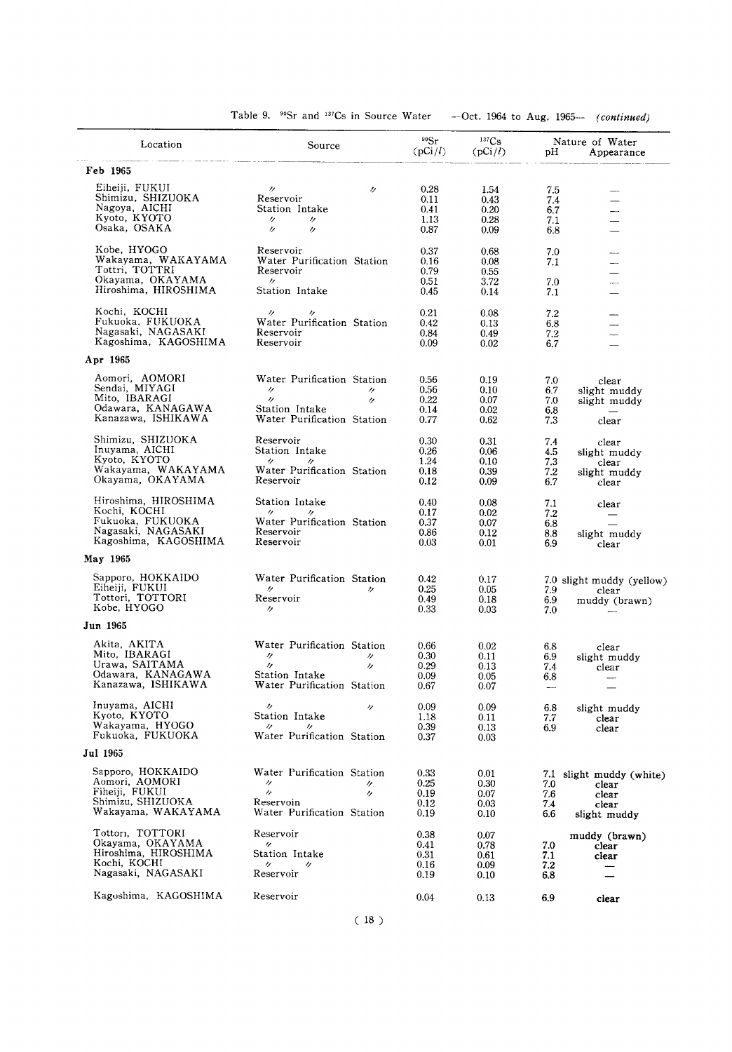Table 9. $^{90}Sr$ and $^{137}Cs$ in Source Water —Oct. 1964 to Aug. 1965— *(continued)*

| Location | Source | $^{90}Sr$ (pCi/$l$) | $^{137}Cs$ (pCi/$l$) | Nature of Water pH | Appearance |
|---|---|---|---|---|---|
| **Feb 1965** | | | | | |
| Eiheiji, FUKUI | 〃 〃 | 0.28 | 1.54 | 7.5 | — |
| Shimizu, SHIZUOKA | Reservoir | 0.11 | 0.43 | 7.4 | — |
| Nagoya, AICHI | Station Intake | 0.41 | 0.20 | 6.7 | — |
| Kyoto, KYOTO | 〃 〃 | 1.13 | 0.28 | 7.1 | — |
| Osaka, OSAKA | 〃 〃 | 0.87 | 0.09 | 6.8 | — |
| Kobe, HYOGO | Reservoir | 0.37 | 0.68 | 7.0 | — |
| Wakayama, WAKAYAMA | Water Purification Station | 0.16 | 0.08 | 7.1 | — |
| Tottri, TOTTRI | Reservoir | 0.79 | 0.55 | | — |
| Okayama, OKAYAMA | 〃 | 0.51 | 3.72 | 7.0 | — |
| Hiroshima, HIROSHIMA | Station Intake | 0.45 | 0.14 | 7.1 | — |
| Kochi, KOCHI | 〃 〃 | 0.21 | 0.08 | 7.2 | — |
| Fukuoka, FUKUOKA | Water Purification Station | 0.42 | 0.13 | 6.8 | — |
| Nagasaki, NAGASAKI | Reservoir | 0.84 | 0.49 | 7.2 | — |
| Kagoshima, KAGOSHIMA | Reservoir | 0.09 | 0.02 | 6.7 | — |
| **Apr 1965** | | | | | |
| Aomori, AOMORI | Water Purification Station | 0.56 | 0.19 | 7.0 | clear |
| Sendai, MIYAGI | 〃 〃 | 0.56 | 0.10 | 6.7 | slight muddy |
| Mito, IBARAGI | 〃 〃 | 0.22 | 0.07 | 7.0 | slight muddy |
| Odawara, KANAGAWA | Station Intake | 0.14 | 0.02 | 6.8 | — |
| Kanazawa, ISHIKAWA | Water Purification Station | 0.77 | 0.62 | 7.3 | clear |
| Shimizu, SHIZUOKA | Reservoir | 0.30 | 0.31 | 7.4 | clear |
| Inuyama, AICHI | Station Intake | 0.26 | 0.06 | 4.5 | slight muddy |
| Kyoto, KYOTO | 〃 〃 | 1.24 | 0.10 | 7.3 | clear |
| Wakayama, WAKAYAMA | Water Purification Station | 0.18 | 0.39 | 7.2 | slight muddy |
| Okayama, OKAYAMA | Reservoir | 0.12 | 0.09 | 6.7 | clear |
| Hiroshima, HIROSHIMA | Station Intake | 0.40 | 0.08 | 7.1 | clear |
| Kochi, KOCHI | 〃 〃 | 0.17 | 0.02 | 7.2 | — |
| Fukuoka, FUKUOKA | Water Purification Station | 0.37 | 0.07 | 6.8 | — |
| Nagasaki, NAGASAKI | Reservoir | 0.86 | 0.12 | 8.8 | slight muddy |
| Kagoshima, KAGOSHIMA | Reservoir | 0.03 | 0.01 | 6.9 | clear |
| **May 1965** | | | | | |
| Sapporo, HOKKAIDO | Water Purification Station | 0.42 | 0.17 | 7.0 | slight muddy (yellow) |
| Eiheiji, FUKUI | 〃 〃 | 0.25 | 0.05 | 7.9 | clear |
| Tottori, TOTTORI | Reservoir | 0.49 | 0.18 | 6.9 | muddy (brawn) |
| Kobe, HYOGO | 〃 | 0.33 | 0.03 | 7.0 | — |
| **Jun 1965** | | | | | |
| Akita, AKITA | Water Purification Station | 0.66 | 0.02 | 6.8 | clear |
| Mito, IBARAGI | 〃 〃 | 0.30 | 0.11 | 6.9 | slight muddy |
| Urawa, SAITAMA | 〃 〃 | 0.29 | 0.13 | 7.4 | clear |
| Odawara, KANAGAWA | Station Intake | 0.09 | 0.05 | 6.8 | — |
| Kanazawa, ISHIKAWA | Water Purification Station | 0.67 | 0.07 | — | — |
| Inuyama, AICHI | 〃 〃 | 0.09 | 0.09 | 6.8 | slight muddy |
| Kyoto, KYOTO | Station Intake | 1.18 | 0.11 | 7.7 | clear |
| Wakayama, HYOGO | 〃 〃 | 0.39 | 0.13 | 6.9 | clear |
| Fukuoka, FUKUOKA | Water Purification Station | 0.37 | 0.03 | | |
| **Jul 1965** | | | | | |
| Sapporo, HOKKAIDO | Water Purification Station | 0.33 | 0.01 | 7.1 | slight muddy (white) |
| Aomori, AOMORI | 〃 〃 | 0.25 | 0.30 | 7.0 | clear |
| Fiheiji, FUKUI | 〃 〃 | 0.19 | 0.07 | 7.6 | clear |
| Shimizu, SHIZUOKA | Reservoin | 0.12 | 0.03 | 7.4 | clear |
| Wakayama, WAKAYAMA | Water Purification Station | 0.19 | 0.10 | 6.6 | slight muddy |
| Tottori, TOTTORI | Reservoir | 0.38 | 0.07 | | muddy (brawn) |
| Okayama, OKAYAMA | 〃 | 0.41 | 0.78 | 7.0 | clear |
| Hiroshima, HIROSHIMA | Station Intake | 0.31 | 0.61 | 7.1 | clear |
| Kochi, KOCHI | 〃 〃 | 0.16 | 0.09 | 7.2 | — |
| Nagasaki, NAGASAKI | Reservoir | 0.19 | 0.10 | 6.8 | — |
| Kagoshima, KAGOSHIMA | Reservoir | 0.04 | 0.13 | 6.9 | clear |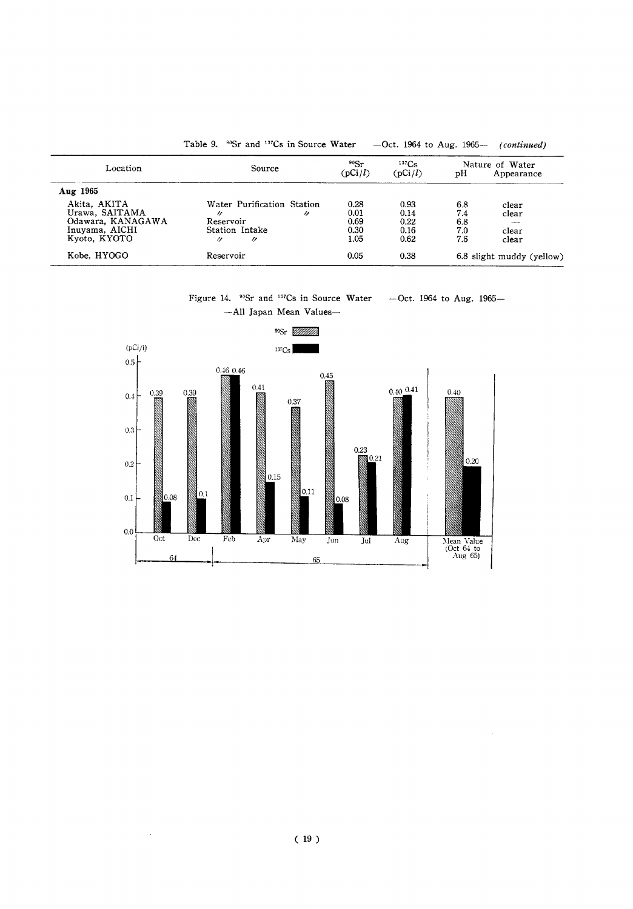Table 9. $^{90}Sr$ and $^{137}Cs$ in Source Water —Oct. 1964 to Aug. 1965— *(continued)*

| Location | Source | $^{90}Sr$ (pCi/*l*) | $^{137}Cs$ (pCi/*l*) | Nature of Water pH | Appearance |
|---|---|---|---|---|---|
| **Aug 1965** | | | | | |
| Akita, AKITA | Water Purification Station | 0.28 | 0.93 | 6.8 | clear |
| Urawa, SAITAMA | 〃 〃 | 0.01 | 0.14 | 7.4 | clear |
| Odawara, KANAGAWA | Reservoir | 0.69 | 0.22 | 6.8 | — |
| Inuyama, AICHI | Station Intake | 0.30 | 0.16 | 7.0 | clear |
| Kyoto, KYOTO | 〃 〃 | 1.05 | 0.62 | 7.6 | clear |
| Kobe, HYOGO | Reservoir | 0.05 | 0.38 | 6.8 | slight muddy (yellow) |

Figure 14. $^{90}Sr$ and $^{137}Cs$ in Source Water —Oct. 1964 to Aug. 1965—
—All Japan Mean Values—

| Period | $^{90}Sr$ (pCi/l) | $^{137}Cs$ (pCi/l) |
|---|---|---|
| Oct 64 | 0.39 | 0.08 |
| Dec 64 | 0.39 | 0.1 |
| Feb 65 | 0.46 | 0.46 |
| Apr 65 | 0.41 | 0.15 |
| May 65 | 0.37 | 0.11 |
| Jun 65 | 0.45 | 0.08 |
| Jul 65 | 0.23 | 0.21 |
| Aug 65 | 0.40 | 0.41 |
| Mean Value (Oct 64 to Aug 65) | 0.40 | 0.20 |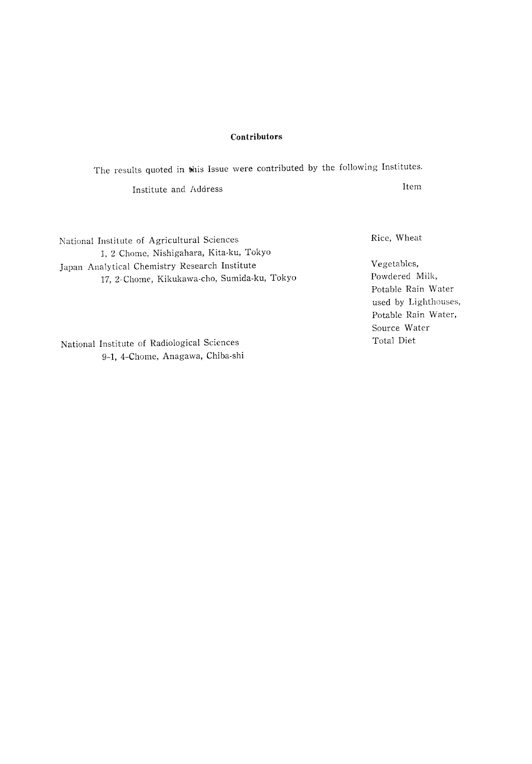## Contributors

The results quoted in this Issue were contributed by the following Institutes.

| Institute and Address | Item |
| --- | --- |
| National Institute of Agricultural Sciences<br>1, 2 Chome, Nishigahara, Kita-ku, Tokyo | Rice, Wheat |
| Japan Analytical Chemistry Research Institute<br>17, 2-Chome, Kikukawa-cho, Sumida-ku, Tokyo | Vegetables,<br>Powdered Milk,<br>Potable Rain Water used by Lighthouses,<br>Potable Rain Water,<br>Source Water |
| National Institute of Radiological Sciences<br>9-1, 4-Chome, Anagawa, Chiba-shi | Total Diet |